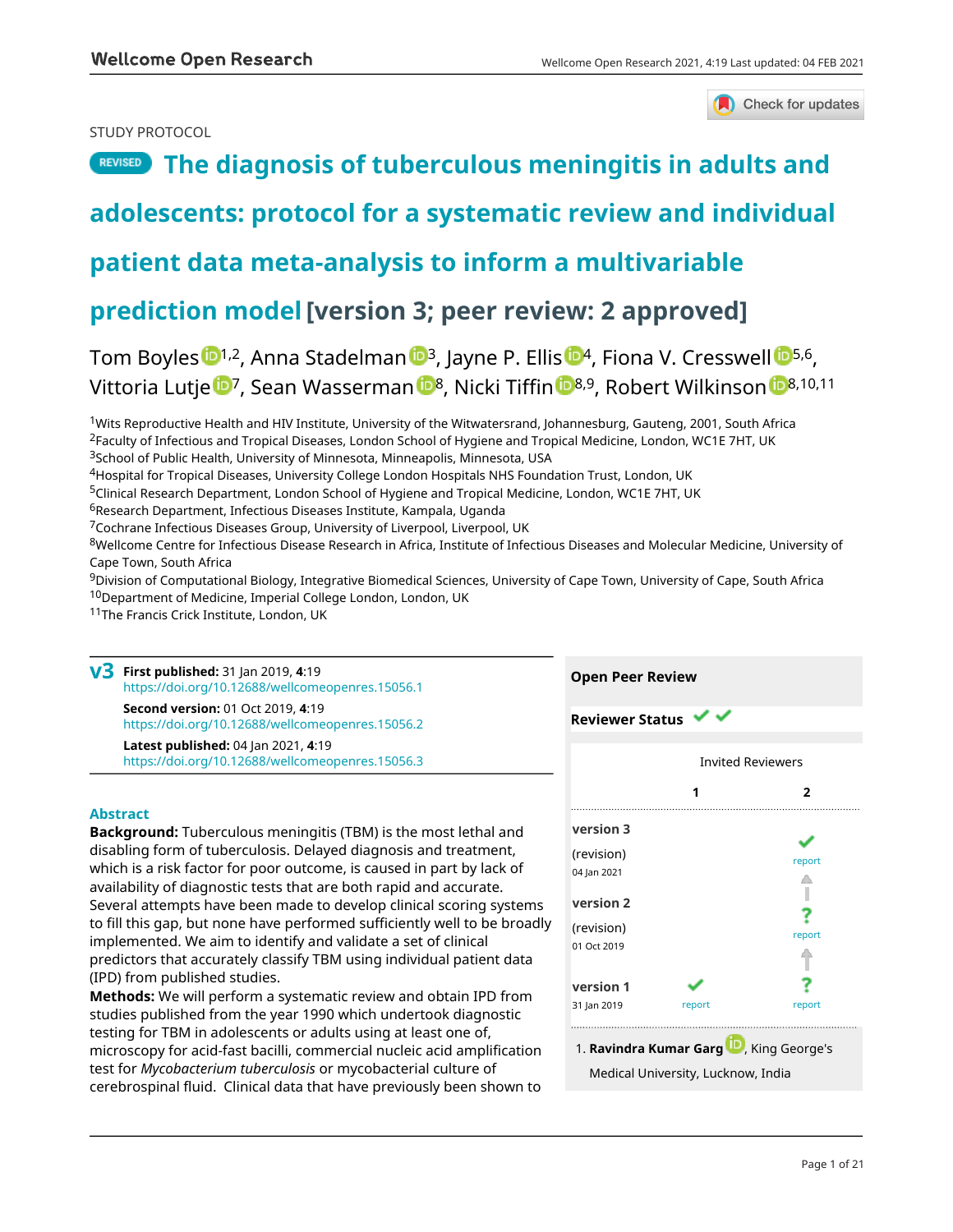STUDY PROTOCOL

# REVISED The diagnosis of tuberculous meningitis in adults and adolescents: protocol for a systematic review and individual patient data meta-analysis to inform a multivariable prediction model [version 3; peer review: 2 approved]

Tom Boyles[1,2], Anna Stadelman[3], Jayne P. Ellis[4], Fiona V. Cresswell[5,6], Vittoria Lutje[7], Sean Wasserman[8], Nicki Tiffin[8,9], Robert Wilkinson[8,10,11]

[1]Wits Reproductive Health and HIV Institute, University of the Witwatersrand, Johannesburg, Gauteng, 2001, South Africa
[2]Faculty of Infectious and Tropical Diseases, London School of Hygiene and Tropical Medicine, London, WC1E 7HT, UK
[3]School of Public Health, University of Minnesota, Minneapolis, Minnesota, USA
[4]Hospital for Tropical Diseases, University College London Hospitals NHS Foundation Trust, London, UK
[5]Clinical Research Department, London School of Hygiene and Tropical Medicine, London, WC1E 7HT, UK
[6]Research Department, Infectious Diseases Institute, Kampala, Uganda
[7]Cochrane Infectious Diseases Group, University of Liverpool, Liverpool, UK
[8]Wellcome Centre for Infectious Disease Research in Africa, Institute of Infectious Diseases and Molecular Medicine, University of Cape Town, South Africa
[9]Division of Computational Biology, Integrative Biomedical Sciences, University of Cape Town, University of Cape, South Africa
[10]Department of Medicine, Imperial College London, London, UK
[11]The Francis Crick Institute, London, UK

**v3** **First published:** 31 Jan 2019, **4**:19
https://doi.org/10.12688/wellcomeopenres.15056.1
**Second version:** 01 Oct 2019, **4**:19
https://doi.org/10.12688/wellcomeopenres.15056.2
**Latest published:** 04 Jan 2021, **4**:19
https://doi.org/10.12688/wellcomeopenres.15056.3

## Abstract

**Background:** Tuberculous meningitis (TBM) is the most lethal and disabling form of tuberculosis. Delayed diagnosis and treatment, which is a risk factor for poor outcome, is caused in part by lack of availability of diagnostic tests that are both rapid and accurate. Several attempts have been made to develop clinical scoring systems to fill this gap, but none have performed sufficiently well to be broadly implemented. We aim to identify and validate a set of clinical predictors that accurately classify TBM using individual patient data (IPD) from published studies.

**Methods:** We will perform a systematic review and obtain IPD from studies published from the year 1990 which undertook diagnostic testing for TBM in adolescents or adults using at least one of, microscopy for acid-fast bacilli, commercial nucleic acid amplification test for *Mycobacterium tuberculosis* or mycobacterial culture of cerebrospinal fluid. Clinical data that have previously been shown to

**Open Peer Review**

**Reviewer Status** ✔ ✔

| | Invited Reviewers | |
|---|---|---|
| | **1** | **2** |
| **version 3** (revision) 04 Jan 2021 | | ✔ report |
| **version 2** (revision) 01 Oct 2019 | | ? report |
| **version 1** 31 Jan 2019 | ✔ report | ? report |

1. **Ravindra Kumar Garg**, King George's Medical University, Lucknow, India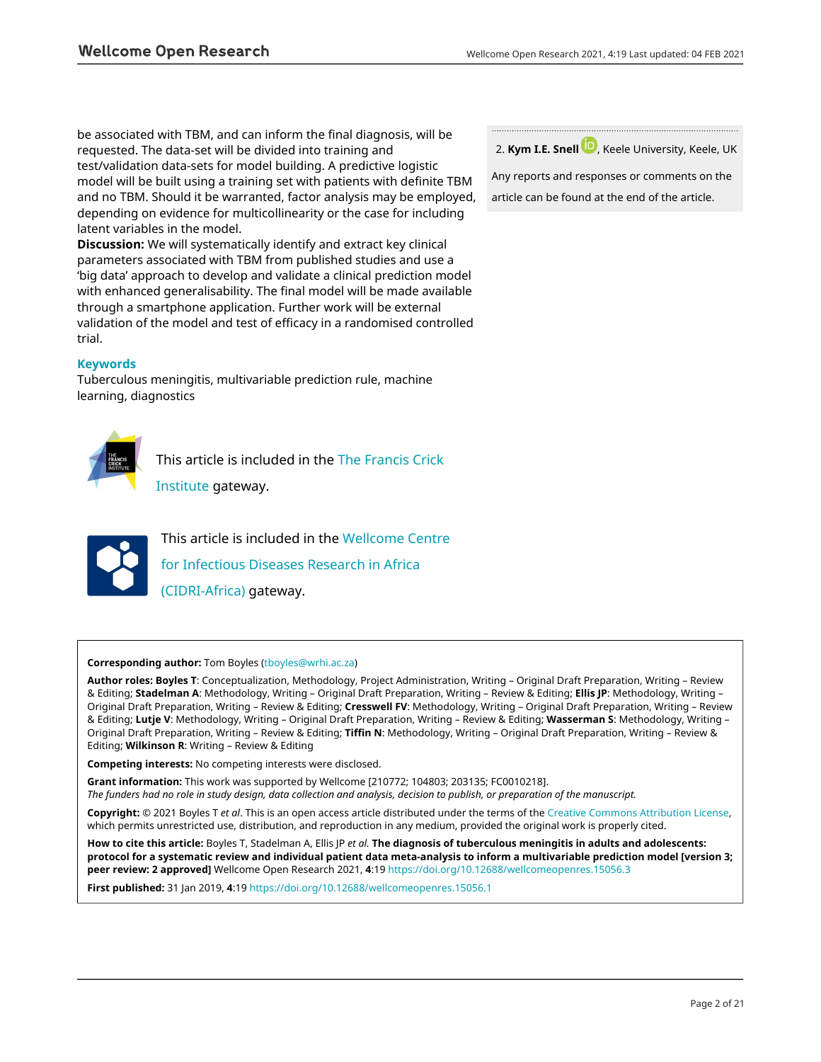be associated with TBM, and can inform the final diagnosis, will be requested. The data-set will be divided into training and test/validation data-sets for model building. A predictive logistic model will be built using a training set with patients with definite TBM and no TBM. Should it be warranted, factor analysis may be employed, depending on evidence for multicollinearity or the case for including latent variables in the model.

**Discussion:** We will systematically identify and extract key clinical parameters associated with TBM from published studies and use a 'big data' approach to develop and validate a clinical prediction model with enhanced generalisability. The final model will be made available through a smartphone application. Further work will be external validation of the model and test of efficacy in a randomised controlled trial.

### Keywords

Tuberculous meningitis, multivariable prediction rule, machine learning, diagnostics

2. **Kym I.E. Snell**, Keele University, Keele, UK

Any reports and responses or comments on the article can be found at the end of the article.

This article is included in the The Francis Crick Institute gateway.

This article is included in the Wellcome Centre for Infectious Diseases Research in Africa (CIDRI-Africa) gateway.

**Corresponding author:** Tom Boyles (tboyles@wrhi.ac.za)

**Author roles: Boyles T**: Conceptualization, Methodology, Project Administration, Writing – Original Draft Preparation, Writing – Review & Editing; **Stadelman A**: Methodology, Writing – Original Draft Preparation, Writing – Review & Editing; **Ellis JP**: Methodology, Writing – Original Draft Preparation, Writing – Review & Editing; **Cresswell FV**: Methodology, Writing – Original Draft Preparation, Writing – Review & Editing; **Lutje V**: Methodology, Writing – Original Draft Preparation, Writing – Review & Editing; **Wasserman S**: Methodology, Writing – Original Draft Preparation, Writing – Review & Editing; **Tiffin N**: Methodology, Writing – Original Draft Preparation, Writing – Review & Editing; **Wilkinson R**: Writing – Review & Editing

**Competing interests:** No competing interests were disclosed.

**Grant information:** This work was supported by Wellcome [210772; 104803; 203135; FC0010218].
*The funders had no role in study design, data collection and analysis, decision to publish, or preparation of the manuscript.*

**Copyright:** © 2021 Boyles T *et al*. This is an open access article distributed under the terms of the Creative Commons Attribution License, which permits unrestricted use, distribution, and reproduction in any medium, provided the original work is properly cited.

**How to cite this article:** Boyles T, Stadelman A, Ellis JP *et al.* **The diagnosis of tuberculous meningitis in adults and adolescents: protocol for a systematic review and individual patient data meta-analysis to inform a multivariable prediction model [version 3; peer review: 2 approved]** Wellcome Open Research 2021, **4**:19 https://doi.org/10.12688/wellcomeopenres.15056.3

**First published:** 31 Jan 2019, **4**:19 https://doi.org/10.12688/wellcomeopenres.15056.1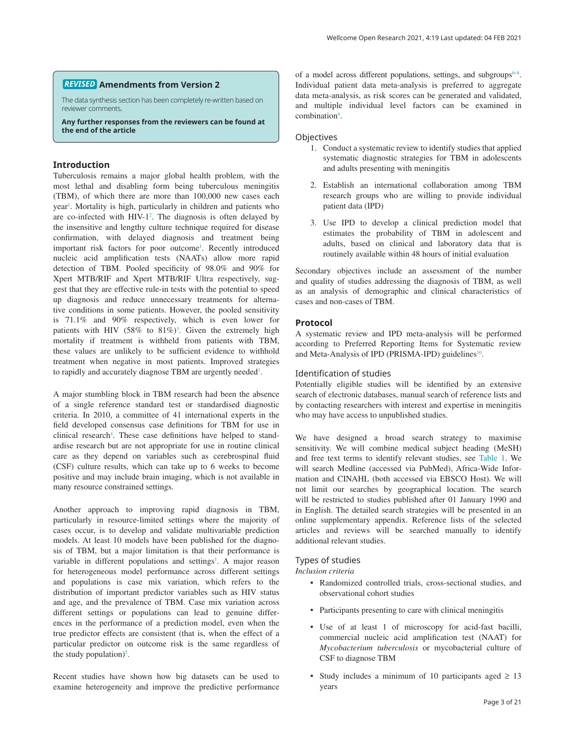## REVISED Amendments from Version 2

The data synthesis section has been completely re-written based on reviewer comments.

**Any further responses from the reviewers can be found at the end of the article**

## Introduction

Tuberculosis remains a major global health problem, with the most lethal and disabling form being tuberculous meningitis (TBM), of which there are more than 100,000 new cases each year[1]. Mortality is high, particularly in children and patients who are co-infected with HIV-1[2]. The diagnosis is often delayed by the insensitive and lengthy culture technique required for disease confirmation, with delayed diagnosis and treatment being important risk factors for poor outcome[1]. Recently introduced nucleic acid amplification tests (NAATs) allow more rapid detection of TBM. Pooled specificity of 98.0% and 90% for Xpert MTB/RIF and Xpert MTB/RIF Ultra respectively, suggest that they are effective rule-in tests with the potential to speed up diagnosis and reduce unnecessary treatments for alternative conditions in some patients. However, the pooled sensitivity is 71.1% and 90% respectively, which is even lower for patients with HIV (58% to 81%)[3]. Given the extremely high mortality if treatment is withheld from patients with TBM, these values are unlikely to be sufficient evidence to withhold treatment when negative in most patients. Improved strategies to rapidly and accurately diagnose TBM are urgently needed[1].

A major stumbling block in TBM research had been the absence of a single reference standard test or standardised diagnostic criteria. In 2010, a committee of 41 international experts in the field developed consensus case definitions for TBM for use in clinical research[4]. These case definitions have helped to standardise research but are not appropriate for use in routine clinical care as they depend on variables such as cerebrospinal fluid (CSF) culture results, which can take up to 6 weeks to become positive and may include brain imaging, which is not available in many resource constrained settings.

Another approach to improving rapid diagnosis in TBM, particularly in resource-limited settings where the majority of cases occur, is to develop and validate multivariable prediction models. At least 10 models have been published for the diagnosis of TBM, but a major limitation is that their performance is variable in different populations and settings[1]. A major reason for heterogeneous model performance across different settings and populations is case mix variation, which refers to the distribution of important predictor variables such as HIV status and age, and the prevalence of TBM. Case mix variation across different settings or populations can lead to genuine differences in the performance of a prediction model, even when the true predictor effects are consistent (that is, when the effect of a particular predictor on outcome risk is the same regardless of the study population)[5].

Recent studies have shown how big datasets can be used to examine heterogeneity and improve the predictive performance of a model across different populations, settings, and subgroups[6–8]. Individual patient data meta-analysis is preferred to aggregate data meta-analysis, as risk scores can be generated and validated, and multiple individual level factors can be examined in combination[9].

### Objectives

1. Conduct a systematic review to identify studies that applied systematic diagnostic strategies for TBM in adolescents and adults presenting with meningitis
2. Establish an international collaboration among TBM research groups who are willing to provide individual patient data (IPD)
3. Use IPD to develop a clinical prediction model that estimates the probability of TBM in adolescent and adults, based on clinical and laboratory data that is routinely available within 48 hours of initial evaluation

Secondary objectives include an assessment of the number and quality of studies addressing the diagnosis of TBM, as well as an analysis of demographic and clinical characteristics of cases and non-cases of TBM.

## Protocol

A systematic review and IPD meta-analysis will be performed according to Preferred Reporting Items for Systematic review and Meta-Analysis of IPD (PRISMA-IPD) guidelines[10].

### Identification of studies

Potentially eligible studies will be identified by an extensive search of electronic databases, manual search of reference lists and by contacting researchers with interest and expertise in meningitis who may have access to unpublished studies.

We have designed a broad search strategy to maximise sensitivity. We will combine medical subject heading (MeSH) and free text terms to identify relevant studies, see Table 1. We will search Medline (accessed via PubMed), Africa-Wide Information and CINAHL (both accessed via EBSCO Host). We will not limit our searches by geographical location. The search will be restricted to studies published after 01 January 1990 and in English. The detailed search strategies will be presented in an online supplementary appendix. Reference lists of the selected articles and reviews will be searched manually to identify additional relevant studies.

### Types of studies

*Inclusion criteria*

- Randomized controlled trials, cross-sectional studies, and observational cohort studies
- Participants presenting to care with clinical meningitis
- Use of at least 1 of microscopy for acid-fast bacilli, commercial nucleic acid amplification test (NAAT) for *Mycobacterium tuberculosis* or mycobacterial culture of CSF to diagnose TBM
- Study includes a minimum of 10 participants aged ≥ 13 years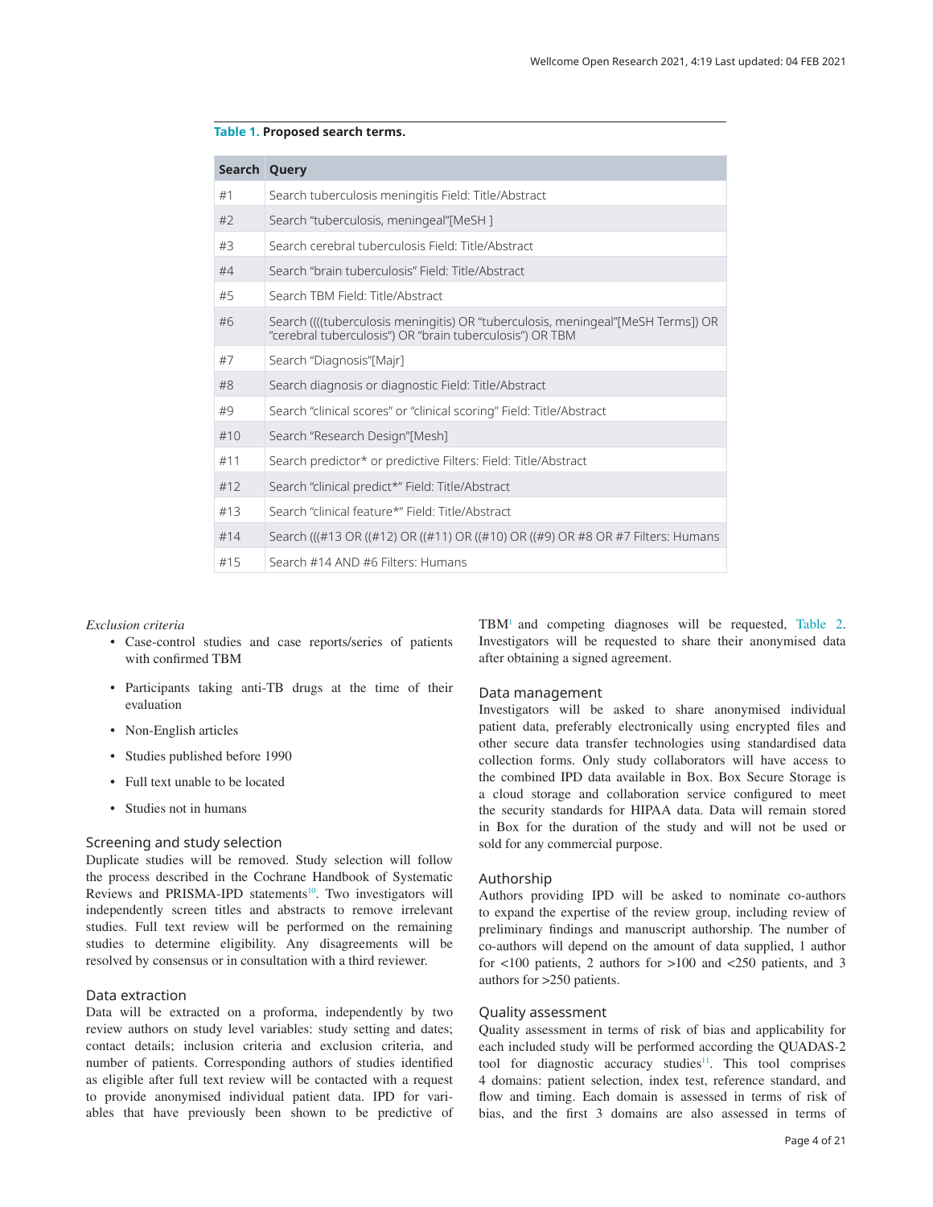**Table 1. Proposed search terms.**

| Search | Query |
|---|---|
| #1 | Search tuberculosis meningitis Field: Title/Abstract |
| #2 | Search "tuberculosis, meningeal"[MeSH ] |
| #3 | Search cerebral tuberculosis Field: Title/Abstract |
| #4 | Search "brain tuberculosis" Field: Title/Abstract |
| #5 | Search TBM Field: Title/Abstract |
| #6 | Search ((((tuberculosis meningitis) OR "tuberculosis, meningeal"[MeSH Terms]) OR "cerebral tuberculosis") OR "brain tuberculosis") OR TBM |
| #7 | Search "Diagnosis"[Majr] |
| #8 | Search diagnosis or diagnostic Field: Title/Abstract |
| #9 | Search "clinical scores" or "clinical scoring" Field: Title/Abstract |
| #10 | Search "Research Design"[Mesh] |
| #11 | Search predictor* or predictive Filters: Field: Title/Abstract |
| #12 | Search "clinical predict*" Field: Title/Abstract |
| #13 | Search "clinical feature*" Field: Title/Abstract |
| #14 | Search (((#13 OR ((#12) OR ((#11) OR ((#10) OR ((#9) OR #8 OR #7 Filters: Humans |
| #15 | Search #14 AND #6 Filters: Humans |

*Exclusion criteria*

- Case-control studies and case reports/series of patients with confirmed TBM
- Participants taking anti-TB drugs at the time of their evaluation
- Non-English articles
- Studies published before 1990
- Full text unable to be located
- Studies not in humans

### Screening and study selection

Duplicate studies will be removed. Study selection will follow the process described in the Cochrane Handbook of Systematic Reviews and PRISMA-IPD statements[10]. Two investigators will independently screen titles and abstracts to remove irrelevant studies. Full text review will be performed on the remaining studies to determine eligibility. Any disagreements will be resolved by consensus or in consultation with a third reviewer.

### Data extraction

Data will be extracted on a proforma, independently by two review authors on study level variables: study setting and dates; contact details; inclusion criteria and exclusion criteria, and number of patients. Corresponding authors of studies identified as eligible after full text review will be contacted with a request to provide anonymised individual patient data. IPD for variables that have previously been shown to be predictive of TBM[1] and competing diagnoses will be requested, Table 2. Investigators will be requested to share their anonymised data after obtaining a signed agreement.

### Data management

Investigators will be asked to share anonymised individual patient data, preferably electronically using encrypted files and other secure data transfer technologies using standardised data collection forms. Only study collaborators will have access to the combined IPD data available in Box. Box Secure Storage is a cloud storage and collaboration service configured to meet the security standards for HIPAA data. Data will remain stored in Box for the duration of the study and will not be used or sold for any commercial purpose.

### Authorship

Authors providing IPD will be asked to nominate co-authors to expand the expertise of the review group, including review of preliminary findings and manuscript authorship. The number of co-authors will depend on the amount of data supplied, 1 author for <100 patients, 2 authors for >100 and <250 patients, and 3 authors for >250 patients.

### Quality assessment

Quality assessment in terms of risk of bias and applicability for each included study will be performed according the QUADAS-2 tool for diagnostic accuracy studies[11]. This tool comprises 4 domains: patient selection, index test, reference standard, and flow and timing. Each domain is assessed in terms of risk of bias, and the first 3 domains are also assessed in terms of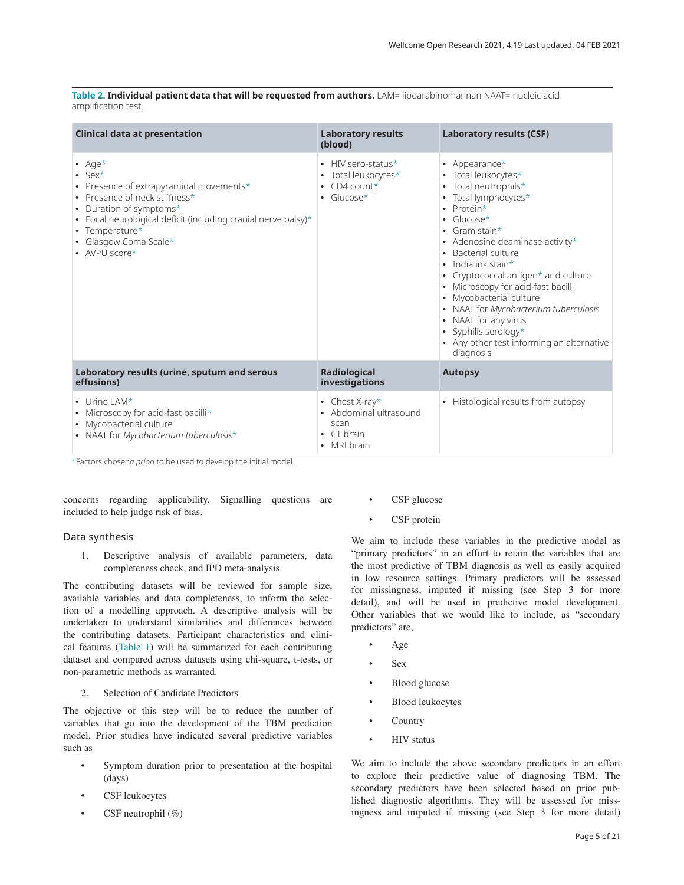**Table 2. Individual patient data that will be requested from authors.** LAM= lipoarabinomannan NAAT= nucleic acid amplification test.

| Clinical data at presentation | Laboratory results (blood) | Laboratory results (CSF) |
|---|---|---|
| • Age*<br>• Sex*<br>• Presence of extrapyramidal movements*<br>• Presence of neck stiffness*<br>• Duration of symptoms*<br>• Focal neurological deficit (including cranial nerve palsy)*<br>• Temperature*<br>• Glasgow Coma Scale*<br>• AVPU score* | • HIV sero-status*<br>• Total leukocytes*<br>• CD4 count*<br>• Glucose* | • Appearance*<br>• Total leukocytes*<br>• Total neutrophils*<br>• Total lymphocytes*<br>• Protein*<br>• Glucose*<br>• Gram stain*<br>• Adenosine deaminase activity*<br>• Bacterial culture<br>• India ink stain*<br>• Cryptococcal antigen* and culture<br>• Microscopy for acid-fast bacilli<br>• Mycobacterial culture<br>• NAAT for *Mycobacterium tuberculosis*<br>• NAAT for any virus<br>• Syphilis serology*<br>• Any other test informing an alternative diagnosis |
| **Laboratory results (urine, sputum and serous effusions)** | **Radiological investigations** | **Autopsy** |
| • Urine LAM*<br>• Microscopy for acid-fast bacilli*<br>• Mycobacterial culture<br>• NAAT for *Mycobacterium tuberculosis** | • Chest X-ray*<br>• Abdominal ultrasound scan<br>• CT brain<br>• MRI brain | • Histological results from autopsy |

*Factors chosen*a priori* to be used to develop the initial model.

concerns regarding applicability. Signalling questions are included to help judge risk of bias.

## Data synthesis

1. Descriptive analysis of available parameters, data completeness check, and IPD meta-analysis.

The contributing datasets will be reviewed for sample size, available variables and data completeness, to inform the selection of a modelling approach. A descriptive analysis will be undertaken to understand similarities and differences between the contributing datasets. Participant characteristics and clinical features (Table 1) will be summarized for each contributing dataset and compared across datasets using chi-square, t-tests, or non-parametric methods as warranted.

2. Selection of Candidate Predictors

The objective of this step will be to reduce the number of variables that go into the development of the TBM prediction model. Prior studies have indicated several predictive variables such as

- Symptom duration prior to presentation at the hospital (days)
- CSF leukocytes
- CSF neutrophil (%)
- CSF glucose
- CSF protein

We aim to include these variables in the predictive model as "primary predictors" in an effort to retain the variables that are the most predictive of TBM diagnosis as well as easily acquired in low resource settings. Primary predictors will be assessed for missingness, imputed if missing (see Step 3 for more detail), and will be used in predictive model development. Other variables that we would like to include, as "secondary predictors" are,

- Age
- Sex
- Blood glucose
- Blood leukocytes
- Country
- HIV status

We aim to include the above secondary predictors in an effort to explore their predictive value of diagnosing TBM. The secondary predictors have been selected based on prior published diagnostic algorithms. They will be assessed for missingness and imputed if missing (see Step 3 for more detail)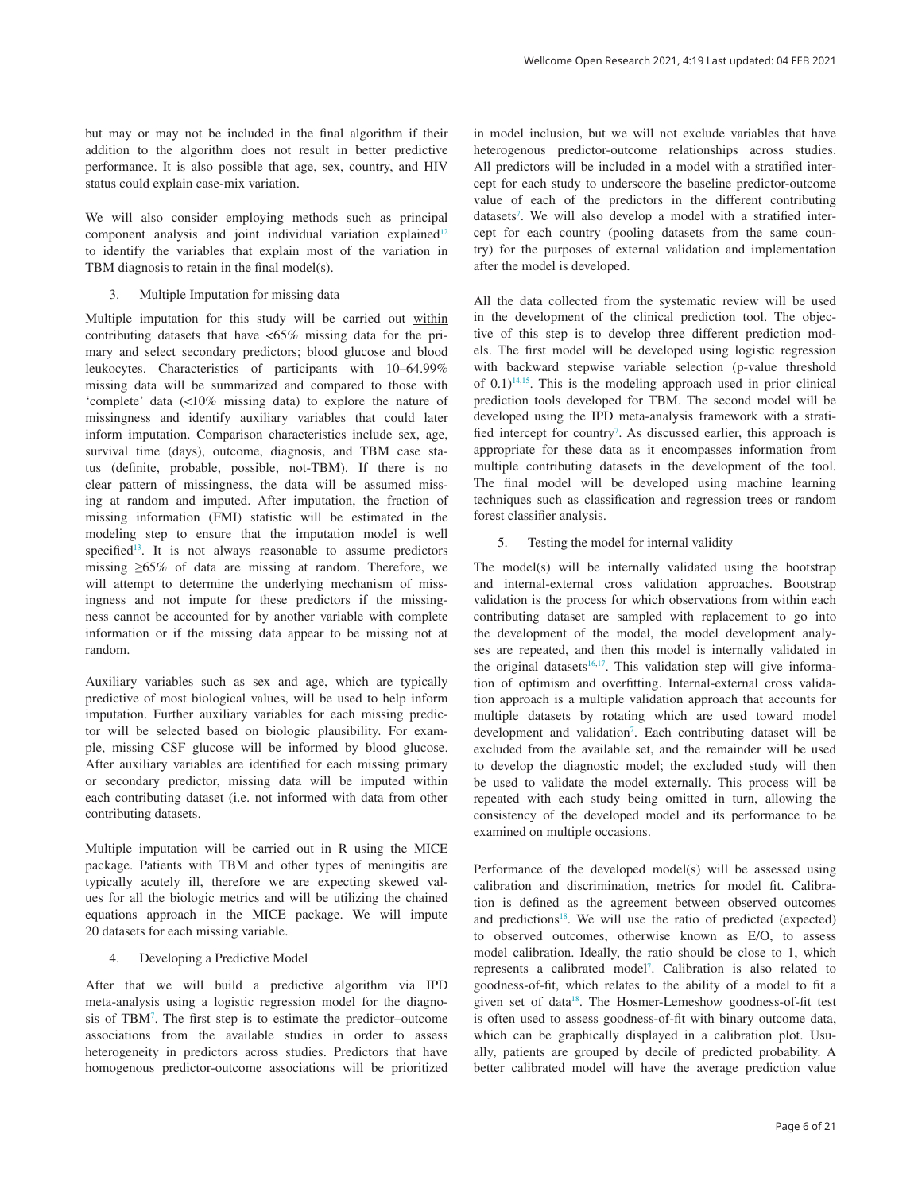but may or may not be included in the final algorithm if their addition to the algorithm does not result in better predictive performance. It is also possible that age, sex, country, and HIV status could explain case-mix variation.

We will also consider employing methods such as principal component analysis and joint individual variation explained[12] to identify the variables that explain most of the variation in TBM diagnosis to retain in the final model(s).

3. Multiple Imputation for missing data

Multiple imputation for this study will be carried out within contributing datasets that have <65% missing data for the primary and select secondary predictors; blood glucose and blood leukocytes. Characteristics of participants with 10–64.99% missing data will be summarized and compared to those with 'complete' data (<10% missing data) to explore the nature of missingness and identify auxiliary variables that could later inform imputation. Comparison characteristics include sex, age, survival time (days), outcome, diagnosis, and TBM case status (definite, probable, possible, not-TBM). If there is no clear pattern of missingness, the data will be assumed missing at random and imputed. After imputation, the fraction of missing information (FMI) statistic will be estimated in the modeling step to ensure that the imputation model is well specified[13]. It is not always reasonable to assume predictors missing ≥65% of data are missing at random. Therefore, we will attempt to determine the underlying mechanism of missingness and not impute for these predictors if the missingness cannot be accounted for by another variable with complete information or if the missing data appear to be missing not at random.

Auxiliary variables such as sex and age, which are typically predictive of most biological values, will be used to help inform imputation. Further auxiliary variables for each missing predictor will be selected based on biologic plausibility. For example, missing CSF glucose will be informed by blood glucose. After auxiliary variables are identified for each missing primary or secondary predictor, missing data will be imputed within each contributing dataset (i.e. not informed with data from other contributing datasets.

Multiple imputation will be carried out in R using the MICE package. Patients with TBM and other types of meningitis are typically acutely ill, therefore we are expecting skewed values for all the biologic metrics and will be utilizing the chained equations approach in the MICE package. We will impute 20 datasets for each missing variable.

4. Developing a Predictive Model

After that we will build a predictive algorithm via IPD meta-analysis using a logistic regression model for the diagnosis of TBM[7]. The first step is to estimate the predictor–outcome associations from the available studies in order to assess heterogeneity in predictors across studies. Predictors that have homogenous predictor-outcome associations will be prioritized in model inclusion, but we will not exclude variables that have heterogenous predictor-outcome relationships across studies. All predictors will be included in a model with a stratified intercept for each study to underscore the baseline predictor-outcome value of each of the predictors in the different contributing datasets[7]. We will also develop a model with a stratified intercept for each country (pooling datasets from the same country) for the purposes of external validation and implementation after the model is developed.

All the data collected from the systematic review will be used in the development of the clinical prediction tool. The objective of this step is to develop three different prediction models. The first model will be developed using logistic regression with backward stepwise variable selection (p-value threshold of 0.1)[14,15]. This is the modeling approach used in prior clinical prediction tools developed for TBM. The second model will be developed using the IPD meta-analysis framework with a stratified intercept for country[7]. As discussed earlier, this approach is appropriate for these data as it encompasses information from multiple contributing datasets in the development of the tool. The final model will be developed using machine learning techniques such as classification and regression trees or random forest classifier analysis.

5. Testing the model for internal validity

The model(s) will be internally validated using the bootstrap and internal-external cross validation approaches. Bootstrap validation is the process for which observations from within each contributing dataset are sampled with replacement to go into the development of the model, the model development analyses are repeated, and then this model is internally validated in the original datasets[16,17]. This validation step will give information of optimism and overfitting. Internal-external cross validation approach is a multiple validation approach that accounts for multiple datasets by rotating which are used toward model development and validation[7]. Each contributing dataset will be excluded from the available set, and the remainder will be used to develop the diagnostic model; the excluded study will then be used to validate the model externally. This process will be repeated with each study being omitted in turn, allowing the consistency of the developed model and its performance to be examined on multiple occasions.

Performance of the developed model(s) will be assessed using calibration and discrimination, metrics for model fit. Calibration is defined as the agreement between observed outcomes and predictions[18]. We will use the ratio of predicted (expected) to observed outcomes, otherwise known as E/O, to assess model calibration. Ideally, the ratio should be close to 1, which represents a calibrated model[7]. Calibration is also related to goodness-of-fit, which relates to the ability of a model to fit a given set of data[18]. The Hosmer-Lemeshow goodness-of-fit test is often used to assess goodness-of-fit with binary outcome data, which can be graphically displayed in a calibration plot. Usually, patients are grouped by decile of predicted probability. A better calibrated model will have the average prediction value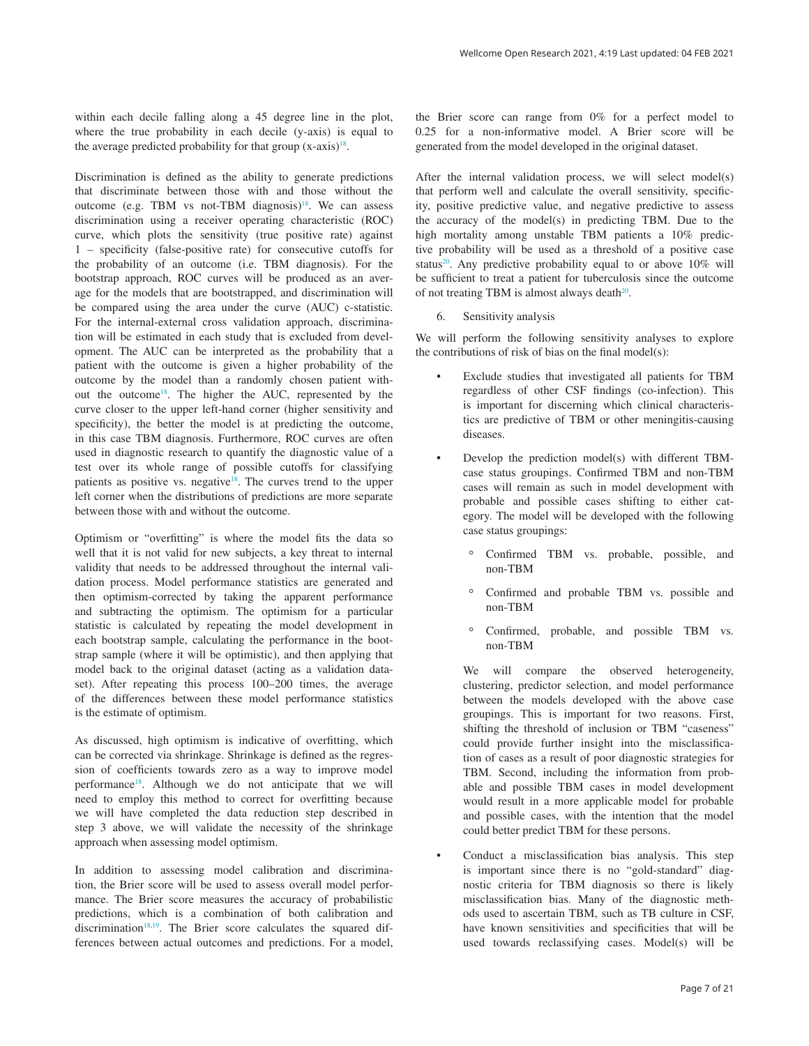within each decile falling along a 45 degree line in the plot, where the true probability in each decile (y-axis) is equal to the average predicted probability for that group (x-axis)[18].

Discrimination is defined as the ability to generate predictions that discriminate between those with and those without the outcome (e.g. TBM vs not-TBM diagnosis)[18]. We can assess discrimination using a receiver operating characteristic (ROC) curve, which plots the sensitivity (true positive rate) against 1 – specificity (false-positive rate) for consecutive cutoffs for the probability of an outcome (i.e. TBM diagnosis). For the bootstrap approach, ROC curves will be produced as an average for the models that are bootstrapped, and discrimination will be compared using the area under the curve (AUC) c-statistic. For the internal-external cross validation approach, discrimination will be estimated in each study that is excluded from development. The AUC can be interpreted as the probability that a patient with the outcome is given a higher probability of the outcome by the model than a randomly chosen patient without the outcome[18]. The higher the AUC, represented by the curve closer to the upper left-hand corner (higher sensitivity and specificity), the better the model is at predicting the outcome, in this case TBM diagnosis. Furthermore, ROC curves are often used in diagnostic research to quantify the diagnostic value of a test over its whole range of possible cutoffs for classifying patients as positive vs. negative[18]. The curves trend to the upper left corner when the distributions of predictions are more separate between those with and without the outcome.

Optimism or "overfitting" is where the model fits the data so well that it is not valid for new subjects, a key threat to internal validity that needs to be addressed throughout the internal validation process. Model performance statistics are generated and then optimism-corrected by taking the apparent performance and subtracting the optimism. The optimism for a particular statistic is calculated by repeating the model development in each bootstrap sample, calculating the performance in the bootstrap sample (where it will be optimistic), and then applying that model back to the original dataset (acting as a validation dataset). After repeating this process 100–200 times, the average of the differences between these model performance statistics is the estimate of optimism.

As discussed, high optimism is indicative of overfitting, which can be corrected via shrinkage. Shrinkage is defined as the regression of coefficients towards zero as a way to improve model performance[18]. Although we do not anticipate that we will need to employ this method to correct for overfitting because we will have completed the data reduction step described in step 3 above, we will validate the necessity of the shrinkage approach when assessing model optimism.

In addition to assessing model calibration and discrimination, the Brier score will be used to assess overall model performance. The Brier score measures the accuracy of probabilistic predictions, which is a combination of both calibration and discrimination[18,19]. The Brier score calculates the squared differences between actual outcomes and predictions. For a model, the Brier score can range from 0% for a perfect model to 0.25 for a non-informative model. A Brier score will be generated from the model developed in the original dataset.

After the internal validation process, we will select model(s) that perform well and calculate the overall sensitivity, specificity, positive predictive value, and negative predictive to assess the accuracy of the model(s) in predicting TBM. Due to the high mortality among unstable TBM patients a 10% predictive probability will be used as a threshold of a positive case status[20]. Any predictive probability equal to or above 10% will be sufficient to treat a patient for tuberculosis since the outcome of not treating TBM is almost always death[20].

6. Sensitivity analysis

We will perform the following sensitivity analyses to explore the contributions of risk of bias on the final model(s):

- Exclude studies that investigated all patients for TBM regardless of other CSF findings (co-infection). This is important for discerning which clinical characteristics are predictive of TBM or other meningitis-causing diseases.
- Develop the prediction model(s) with different TBM-case status groupings. Confirmed TBM and non-TBM cases will remain as such in model development with probable and possible cases shifting to either category. The model will be developed with the following case status groupings:
    - Confirmed TBM vs. probable, possible, and non-TBM
    - Confirmed and probable TBM vs. possible and non-TBM
    - Confirmed, probable, and possible TBM vs. non-TBM

  We will compare the observed heterogeneity, clustering, predictor selection, and model performance between the models developed with the above case groupings. This is important for two reasons. First, shifting the threshold of inclusion or TBM "caseness" could provide further insight into the misclassification of cases as a result of poor diagnostic strategies for TBM. Second, including the information from probable and possible TBM cases in model development would result in a more applicable model for probable and possible cases, with the intention that the model could better predict TBM for these persons.
- Conduct a misclassification bias analysis. This step is important since there is no "gold-standard" diagnostic criteria for TBM diagnosis so there is likely misclassification bias. Many of the diagnostic methods used to ascertain TBM, such as TB culture in CSF, have known sensitivities and specificities that will be used towards reclassifying cases. Model(s) will be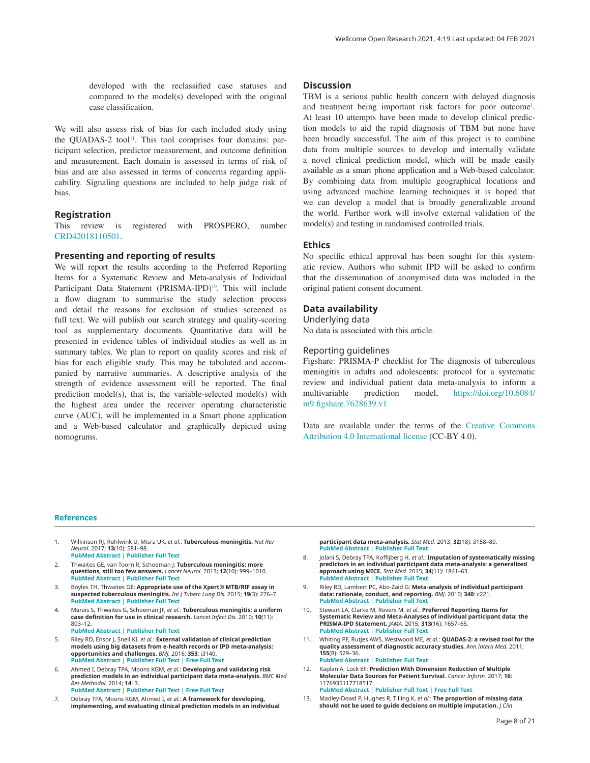developed with the reclassified case statuses and compared to the model(s) developed with the original case classification.

We will also assess risk of bias for each included study using the QUADAS-2 tool[11]. This tool comprises four domains: participant selection, predictor measurement, and outcome definition and measurement. Each domain is assessed in terms of risk of bias and are also assessed in terms of concerns regarding applicability. Signaling questions are included to help judge risk of bias.

## Registration

This review is registered with PROSPERO, number CRD42018110501.

## Presenting and reporting of results

We will report the results according to the Preferred Reporting Items for a Systematic Review and Meta-analysis of Individual Participant Data Statement (PRISMA-IPD)[10]. This will include a flow diagram to summarise the study selection process and detail the reasons for exclusion of studies screened as full text. We will publish our search strategy and quality-scoring tool as supplementary documents. Quantitative data will be presented in evidence tables of individual studies as well as in summary tables. We plan to report on quality scores and risk of bias for each eligible study. This may be tabulated and accompanied by narrative summaries. A descriptive analysis of the strength of evidence assessment will be reported. The final prediction model(s), that is, the variable-selected model(s) with the highest area under the receiver operating characteristic curve (AUC), will be implemented in a Smart phone application and a Web-based calculator and graphically depicted using nomograms.

## Discussion

TBM is a serious public health concern with delayed diagnosis and treatment being important risk factors for poor outcome[1]. At least 10 attempts have been made to develop clinical prediction models to aid the rapid diagnosis of TBM but none have been broadly successful. The aim of this project is to combine data from multiple sources to develop and internally validate a novel clinical prediction model, which will be made easily available as a smart phone application and a Web-based calculator. By combining data from multiple geographical locations and using advanced machine learning techniques it is hoped that we can develop a model that is broadly generalizable around the world. Further work will involve external validation of the model(s) and testing in randomised controlled trials.

## Ethics

No specific ethical approval has been sought for this systematic review. Authors who submit IPD will be asked to confirm that the dissemination of anonymised data was included in the original patient consent document.

## Data availability

### Underlying data

No data is associated with this article.

### Reporting guidelines

Figshare: PRISMA-P checklist for The diagnosis of tuberculous meningitis in adults and adolescents: protocol for a systematic review and individual patient data meta-analysis to inform a multivariable prediction model, https://doi.org/10.6084/m9.figshare.7628639.v1

Data are available under the terms of the Creative Commons Attribution 4.0 International license (CC-BY 4.0).

## References

1. Wilkinson RJ, Rohlwink U, Misra UK, *et al.*: **Tuberculous meningitis.** *Nat Rev Neurol.* 2017; **13**(10): 581–98.
PubMed Abstract | Publisher Full Text
2. Thwaites GE, van Toorn R, Schoeman J: **Tuberculous meningitis: more questions, still too few answers.** *Lancet Neurol.* 2013; **12**(10): 999–1010.
PubMed Abstract | Publisher Full Text
3. Boyles TH, Thwaites GE: **Appropriate use of the Xpert® MTB/RIF assay in suspected tuberculous meningitis.** *Int J Tuberc Lung Dis.* 2015; **19**(3): 276–7.
PubMed Abstract | Publisher Full Text
4. Marais S, Thwaites G, Schoeman JF, *et al.*: **Tuberculous meningitis: a uniform case definition for use in clinical research.** *Lancet Infect Dis.* 2010; **10**(11): 803–12.
PubMed Abstract | Publisher Full Text
5. Riley RD, Ensor J, Snell KI, *et al.*: **External validation of clinical prediction models using big datasets from e-health records or IPD meta-analysis: opportunities and challenges.** *BMJ.* 2016; **353**: i3140.
PubMed Abstract | Publisher Full Text | Free Full Text
6. Ahmed I, Debray TPA, Moons KGM, *et al.*: **Developing and validating risk prediction models in an individual participant data meta-analysis.** *BMC Med Res Methodol.* 2014; **14**: 3.
PubMed Abstract | Publisher Full Text | Free Full Text
7. Debray TPA, Moons KGM, Ahmed I, *et al.*: **A framework for developing, implementing, and evaluating clinical prediction models in an individual participant data meta-analysis.** *Stat Med.* 2013; **32**(18): 3158–80.
PubMed Abstract | Publisher Full Text
8. Jolani S, Debray TPA, Koffijberg H, *et al.*: **Imputation of systematically missing predictors in an individual participant data meta-analysis: a generalized approach using MICE.** *Stat Med.* 2015; **34**(11): 1841–63.
PubMed Abstract | Publisher Full Text
9. Riley RD, Lambert PC, Abo-Zaid G: **Meta-analysis of individual participant data: rationale, conduct, and reporting.** *BMJ.* 2010; **340**: c221.
PubMed Abstract | Publisher Full Text
10. Stewart LA, Clarke M, Rovers M, *et al.*: **Preferred Reporting Items for Systematic Review and Meta-Analyses of individual participant data: the PRISMA-IPD Statement.** *JAMA.* 2015; **313**(16): 1657–65.
PubMed Abstract | Publisher Full Text
11. Whiting PF, Rutjes AWS, Westwood ME, *et al.*: **QUADAS-2: a revised tool for the quality assessment of diagnostic accuracy studies.** *Ann Intern Med.* 2011; **155**(8): 529–36.
PubMed Abstract | Publisher Full Text
12. Kaplan A, Lock EF: **Prediction With Dimension Reduction of Multiple Molecular Data Sources for Patient Survival.** *Cancer Inform.* 2017; **16**: 1176935117718517.
PubMed Abstract | Publisher Full Text | Free Full Text
13. Madley-Dowd P, Hughes R, Tilling K, *et al.*: **The proportion of missing data should not be used to guide decisions on multiple imputation.** *J Clin*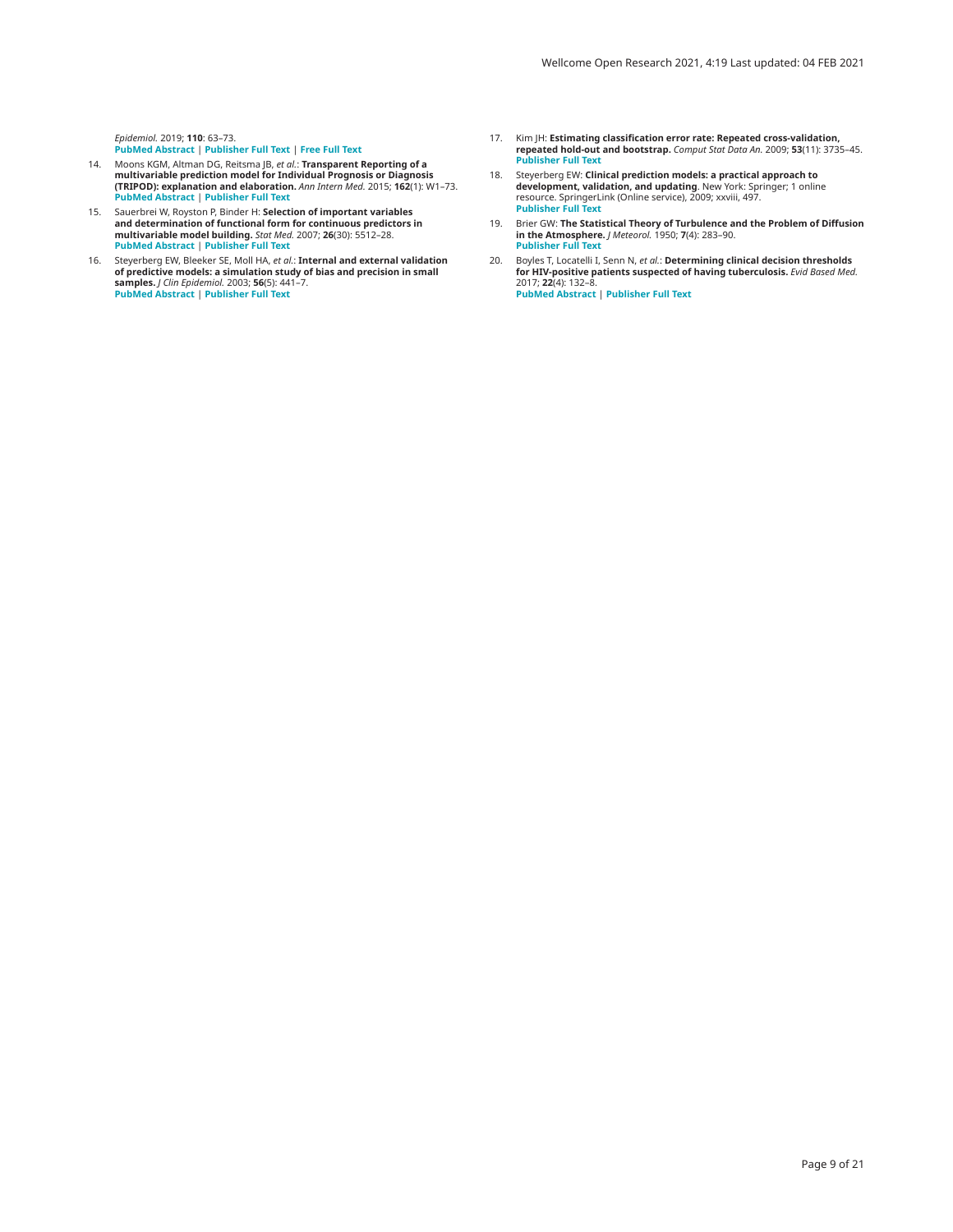*Epidemiol.* 2019; **110**: 63–73.
**PubMed Abstract** | **Publisher Full Text** | **Free Full Text**

14. Moons KGM, Altman DG, Reitsma JB, *et al.*: **Transparent Reporting of a multivariable prediction model for Individual Prognosis or Diagnosis (TRIPOD): explanation and elaboration.** *Ann Intern Med.* 2015; **162**(1): W1–73.
**PubMed Abstract** | **Publisher Full Text**

15. Sauerbrei W, Royston P, Binder H: **Selection of important variables and determination of functional form for continuous predictors in multivariable model building.** *Stat Med.* 2007; **26**(30): 5512–28.
**PubMed Abstract** | **Publisher Full Text**

16. Steyerberg EW, Bleeker SE, Moll HA, *et al.*: **Internal and external validation of predictive models: a simulation study of bias and precision in small samples.** *J Clin Epidemiol.* 2003; **56**(5): 441–7.
**PubMed Abstract** | **Publisher Full Text**

17. Kim JH: **Estimating classification error rate: Repeated cross-validation, repeated hold-out and bootstrap.** *Comput Stat Data An.* 2009; **53**(11): 3735–45.
**Publisher Full Text**

18. Steyerberg EW: **Clinical prediction models: a practical approach to development, validation, and updating**. New York: Springer; 1 online resource. SpringerLink (Online service), 2009; xxviii, 497.
**Publisher Full Text**

19. Brier GW: **The Statistical Theory of Turbulence and the Problem of Diffusion in the Atmosphere.** *J Meteorol.* 1950; **7**(4): 283–90.
**Publisher Full Text**

20. Boyles T, Locatelli I, Senn N, *et al.*: **Determining clinical decision thresholds for HIV-positive patients suspected of having tuberculosis.** *Evid Based Med.* 2017; **22**(4): 132–8.
**PubMed Abstract** | **Publisher Full Text**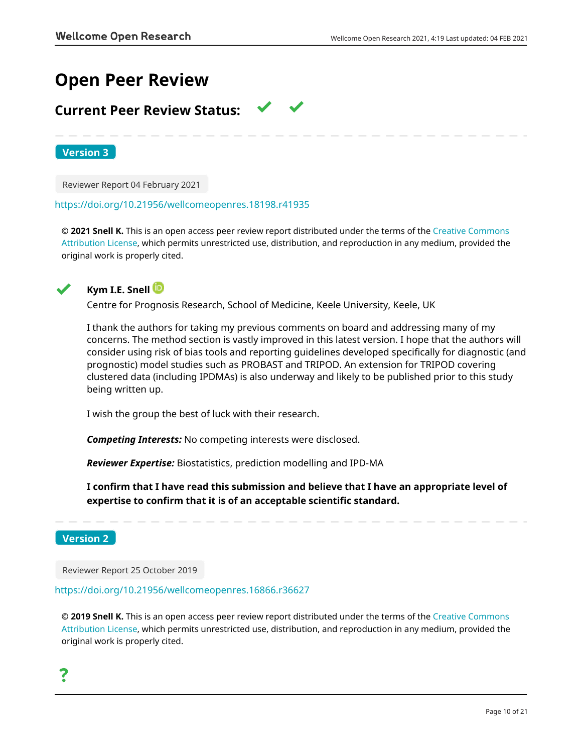# Open Peer Review

## Current Peer Review Status: ✔ ✔

**Version 3**

Reviewer Report 04 February 2021

https://doi.org/10.21956/wellcomeopenres.18198.r41935

**© 2021 Snell K.** This is an open access peer review report distributed under the terms of the Creative Commons Attribution License, which permits unrestricted use, distribution, and reproduction in any medium, provided the original work is properly cited.

✔ **Kym I.E. Snell**

Centre for Prognosis Research, School of Medicine, Keele University, Keele, UK

I thank the authors for taking my previous comments on board and addressing many of my concerns. The method section is vastly improved in this latest version. I hope that the authors will consider using risk of bias tools and reporting guidelines developed specifically for diagnostic (and prognostic) model studies such as PROBAST and TRIPOD. An extension for TRIPOD covering clustered data (including IPDMAs) is also underway and likely to be published prior to this study being written up.

I wish the group the best of luck with their research.

***Competing Interests:*** No competing interests were disclosed.

***Reviewer Expertise:*** Biostatistics, prediction modelling and IPD-MA

**I confirm that I have read this submission and believe that I have an appropriate level of expertise to confirm that it is of an acceptable scientific standard.**

**Version 2**

Reviewer Report 25 October 2019

https://doi.org/10.21956/wellcomeopenres.16866.r36627

**© 2019 Snell K.** This is an open access peer review report distributed under the terms of the Creative Commons Attribution License, which permits unrestricted use, distribution, and reproduction in any medium, provided the original work is properly cited.

?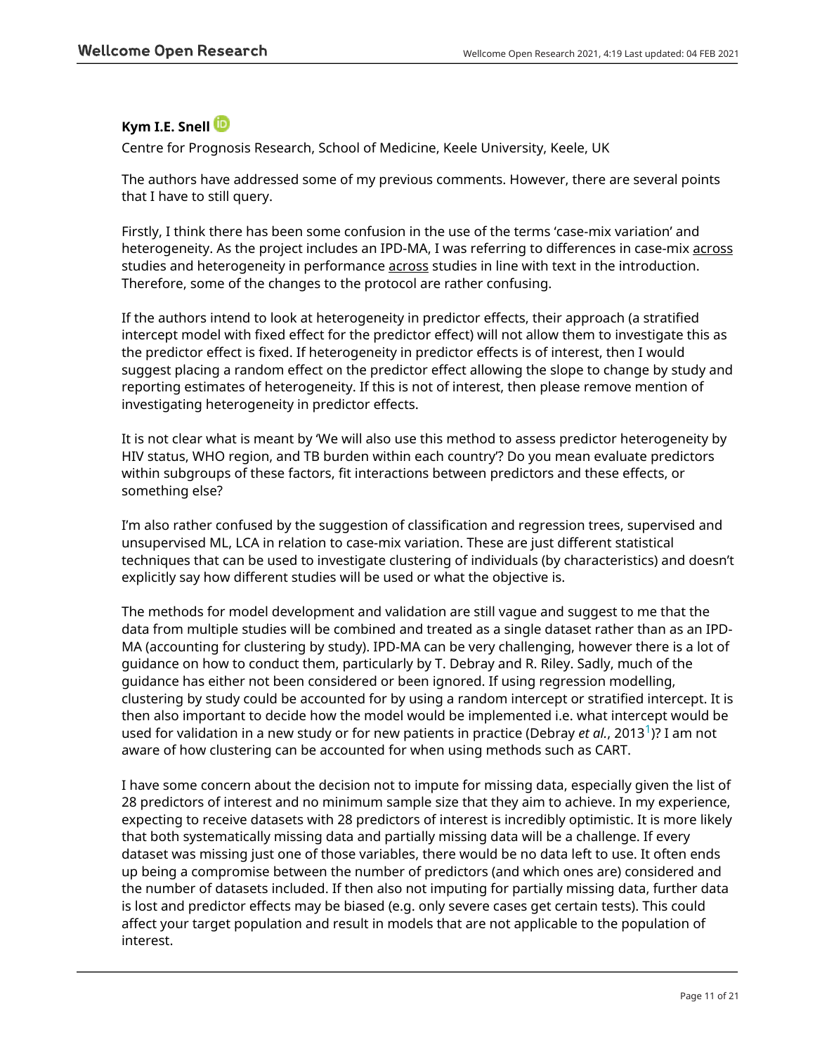**Kym I.E. Snell**

Centre for Prognosis Research, School of Medicine, Keele University, Keele, UK

The authors have addressed some of my previous comments. However, there are several points that I have to still query.

Firstly, I think there has been some confusion in the use of the terms 'case-mix variation' and heterogeneity. As the project includes an IPD-MA, I was referring to differences in case-mix across studies and heterogeneity in performance across studies in line with text in the introduction. Therefore, some of the changes to the protocol are rather confusing.

If the authors intend to look at heterogeneity in predictor effects, their approach (a stratified intercept model with fixed effect for the predictor effect) will not allow them to investigate this as the predictor effect is fixed. If heterogeneity in predictor effects is of interest, then I would suggest placing a random effect on the predictor effect allowing the slope to change by study and reporting estimates of heterogeneity. If this is not of interest, then please remove mention of investigating heterogeneity in predictor effects.

It is not clear what is meant by 'We will also use this method to assess predictor heterogeneity by HIV status, WHO region, and TB burden within each country'? Do you mean evaluate predictors within subgroups of these factors, fit interactions between predictors and these effects, or something else?

I'm also rather confused by the suggestion of classification and regression trees, supervised and unsupervised ML, LCA in relation to case-mix variation. These are just different statistical techniques that can be used to investigate clustering of individuals (by characteristics) and doesn't explicitly say how different studies will be used or what the objective is.

The methods for model development and validation are still vague and suggest to me that the data from multiple studies will be combined and treated as a single dataset rather than as an IPD-MA (accounting for clustering by study). IPD-MA can be very challenging, however there is a lot of guidance on how to conduct them, particularly by T. Debray and R. Riley. Sadly, much of the guidance has either not been considered or been ignored. If using regression modelling, clustering by study could be accounted for by using a random intercept or stratified intercept. It is then also important to decide how the model would be implemented i.e. what intercept would be used for validation in a new study or for new patients in practice (Debray *et al.*, 2013[1])? I am not aware of how clustering can be accounted for when using methods such as CART.

I have some concern about the decision not to impute for missing data, especially given the list of 28 predictors of interest and no minimum sample size that they aim to achieve. In my experience, expecting to receive datasets with 28 predictors of interest is incredibly optimistic. It is more likely that both systematically missing data and partially missing data will be a challenge. If every dataset was missing just one of those variables, there would be no data left to use. It often ends up being a compromise between the number of predictors (and which ones are) considered and the number of datasets included. If then also not imputing for partially missing data, further data is lost and predictor effects may be biased (e.g. only severe cases get certain tests). This could affect your target population and result in models that are not applicable to the population of interest.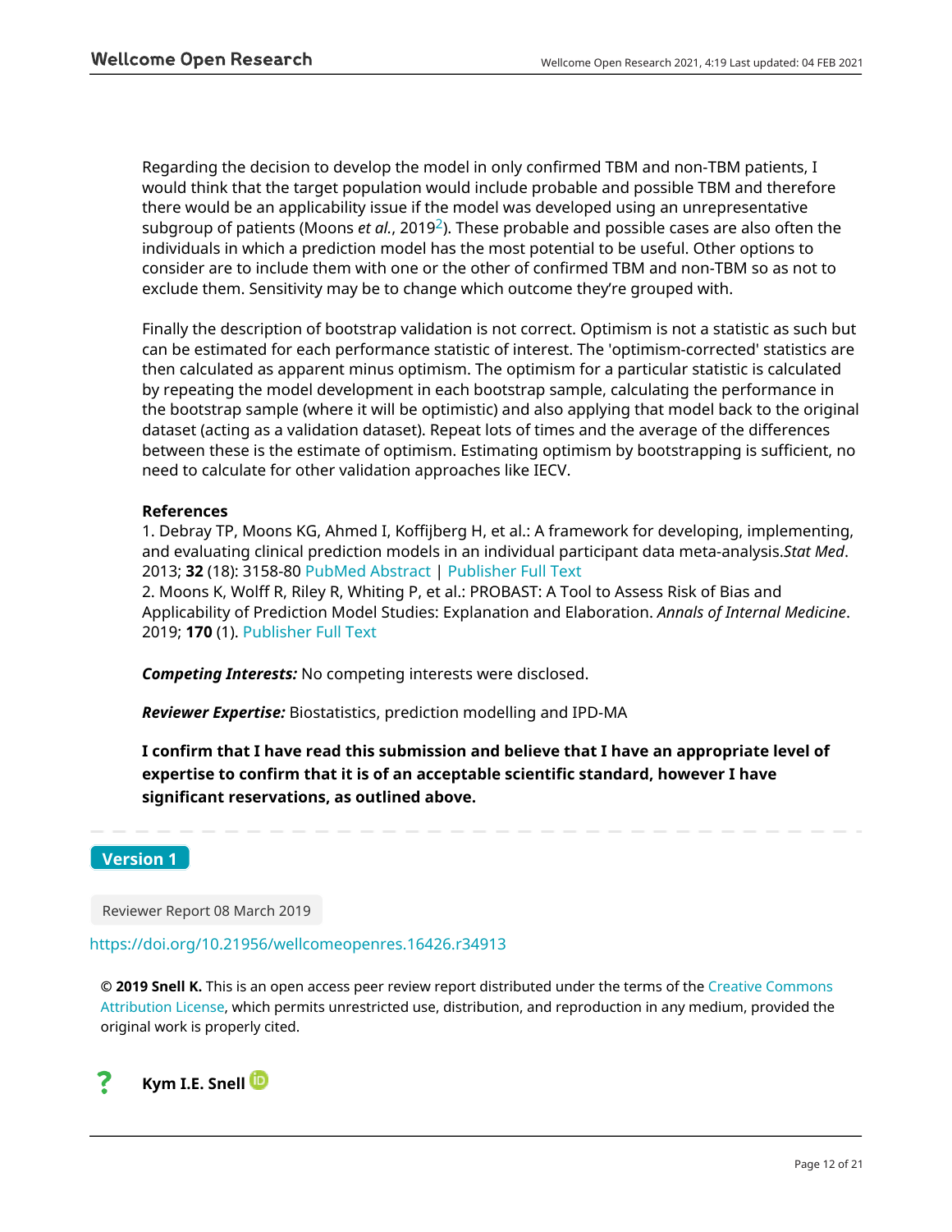Regarding the decision to develop the model in only confirmed TBM and non-TBM patients, I would think that the target population would include probable and possible TBM and therefore there would be an applicability issue if the model was developed using an unrepresentative subgroup of patients (Moons *et al.*, 2019[2]). These probable and possible cases are also often the individuals in which a prediction model has the most potential to be useful. Other options to consider are to include them with one or the other of confirmed TBM and non-TBM so as not to exclude them. Sensitivity may be to change which outcome they're grouped with.

Finally the description of bootstrap validation is not correct. Optimism is not a statistic as such but can be estimated for each performance statistic of interest. The 'optimism-corrected' statistics are then calculated as apparent minus optimism. The optimism for a particular statistic is calculated by repeating the model development in each bootstrap sample, calculating the performance in the bootstrap sample (where it will be optimistic) and also applying that model back to the original dataset (acting as a validation dataset). Repeat lots of times and the average of the differences between these is the estimate of optimism. Estimating optimism by bootstrapping is sufficient, no need to calculate for other validation approaches like IECV.

**References**

1. Debray TP, Moons KG, Ahmed I, Koffijberg H, et al.: A framework for developing, implementing, and evaluating clinical prediction models in an individual participant data meta-analysis.*Stat Med*. 2013; **32** (18): 3158-80 PubMed Abstract | Publisher Full Text
2. Moons K, Wolff R, Riley R, Whiting P, et al.: PROBAST: A Tool to Assess Risk of Bias and Applicability of Prediction Model Studies: Explanation and Elaboration. *Annals of Internal Medicine*. 2019; **170** (1). Publisher Full Text

***Competing Interests:*** No competing interests were disclosed.

***Reviewer Expertise:*** Biostatistics, prediction modelling and IPD-MA

**I confirm that I have read this submission and believe that I have an appropriate level of expertise to confirm that it is of an acceptable scientific standard, however I have significant reservations, as outlined above.**

---

**Version 1**

Reviewer Report 08 March 2019

https://doi.org/10.21956/wellcomeopenres.16426.r34913

**© 2019 Snell K.** This is an open access peer review report distributed under the terms of the Creative Commons Attribution License, which permits unrestricted use, distribution, and reproduction in any medium, provided the original work is properly cited.

? **Kym I.E. Snell**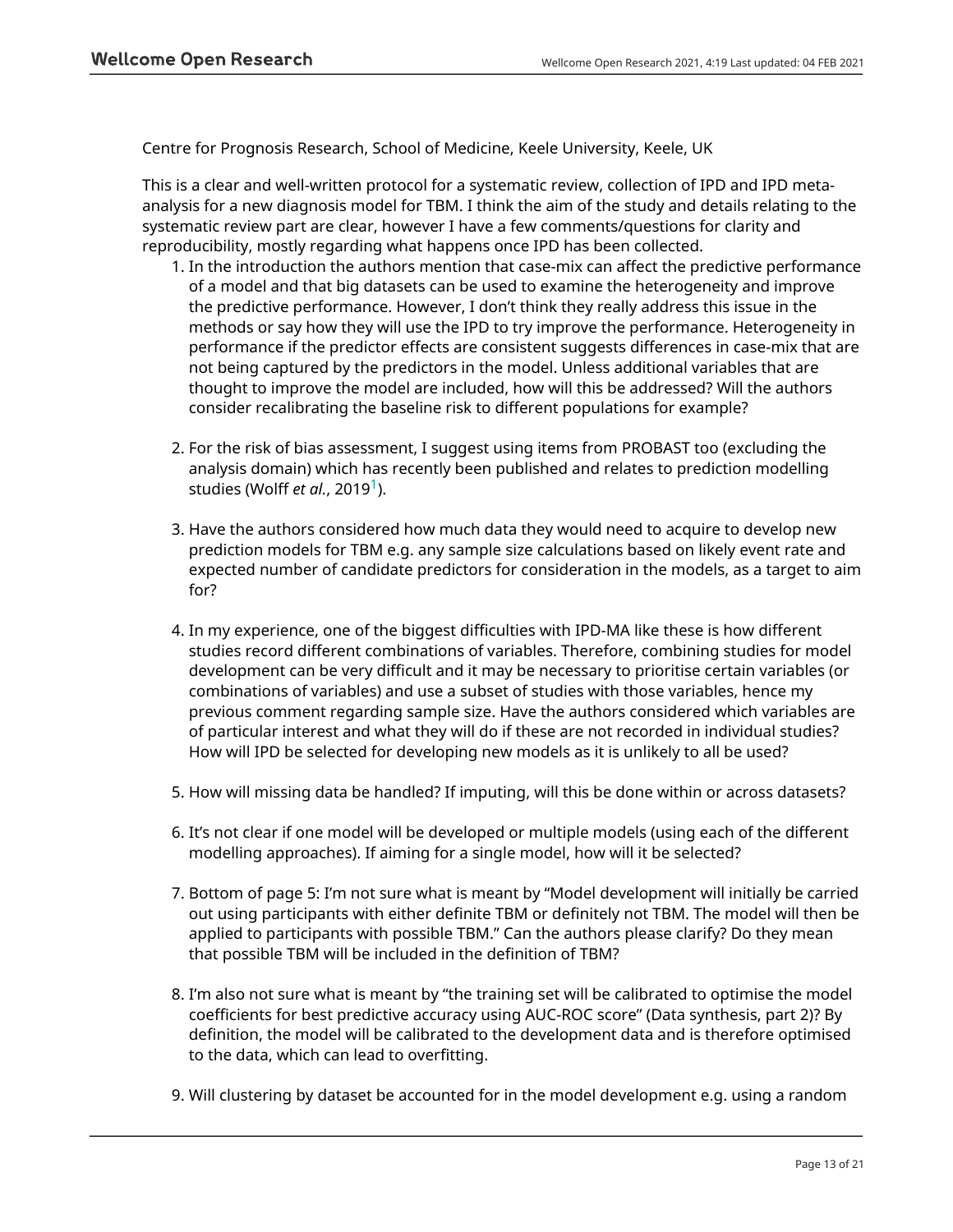Centre for Prognosis Research, School of Medicine, Keele University, Keele, UK

This is a clear and well-written protocol for a systematic review, collection of IPD and IPD meta-analysis for a new diagnosis model for TBM. I think the aim of the study and details relating to the systematic review part are clear, however I have a few comments/questions for clarity and reproducibility, mostly regarding what happens once IPD has been collected.

1. In the introduction the authors mention that case-mix can affect the predictive performance of a model and that big datasets can be used to examine the heterogeneity and improve the predictive performance. However, I don't think they really address this issue in the methods or say how they will use the IPD to try improve the performance. Heterogeneity in performance if the predictor effects are consistent suggests differences in case-mix that are not being captured by the predictors in the model. Unless additional variables that are thought to improve the model are included, how will this be addressed? Will the authors consider recalibrating the baseline risk to different populations for example?

2. For the risk of bias assessment, I suggest using items from PROBAST too (excluding the analysis domain) which has recently been published and relates to prediction modelling studies (Wolff *et al.*, 2019[1]).

3. Have the authors considered how much data they would need to acquire to develop new prediction models for TBM e.g. any sample size calculations based on likely event rate and expected number of candidate predictors for consideration in the models, as a target to aim for?

4. In my experience, one of the biggest difficulties with IPD-MA like these is how different studies record different combinations of variables. Therefore, combining studies for model development can be very difficult and it may be necessary to prioritise certain variables (or combinations of variables) and use a subset of studies with those variables, hence my previous comment regarding sample size. Have the authors considered which variables are of particular interest and what they will do if these are not recorded in individual studies? How will IPD be selected for developing new models as it is unlikely to all be used?

5. How will missing data be handled? If imputing, will this be done within or across datasets?

6. It's not clear if one model will be developed or multiple models (using each of the different modelling approaches). If aiming for a single model, how will it be selected?

7. Bottom of page 5: I'm not sure what is meant by "Model development will initially be carried out using participants with either definite TBM or definitely not TBM. The model will then be applied to participants with possible TBM." Can the authors please clarify? Do they mean that possible TBM will be included in the definition of TBM?

8. I'm also not sure what is meant by "the training set will be calibrated to optimise the model coefficients for best predictive accuracy using AUC-ROC score" (Data synthesis, part 2)? By definition, the model will be calibrated to the development data and is therefore optimised to the data, which can lead to overfitting.

9. Will clustering by dataset be accounted for in the model development e.g. using a random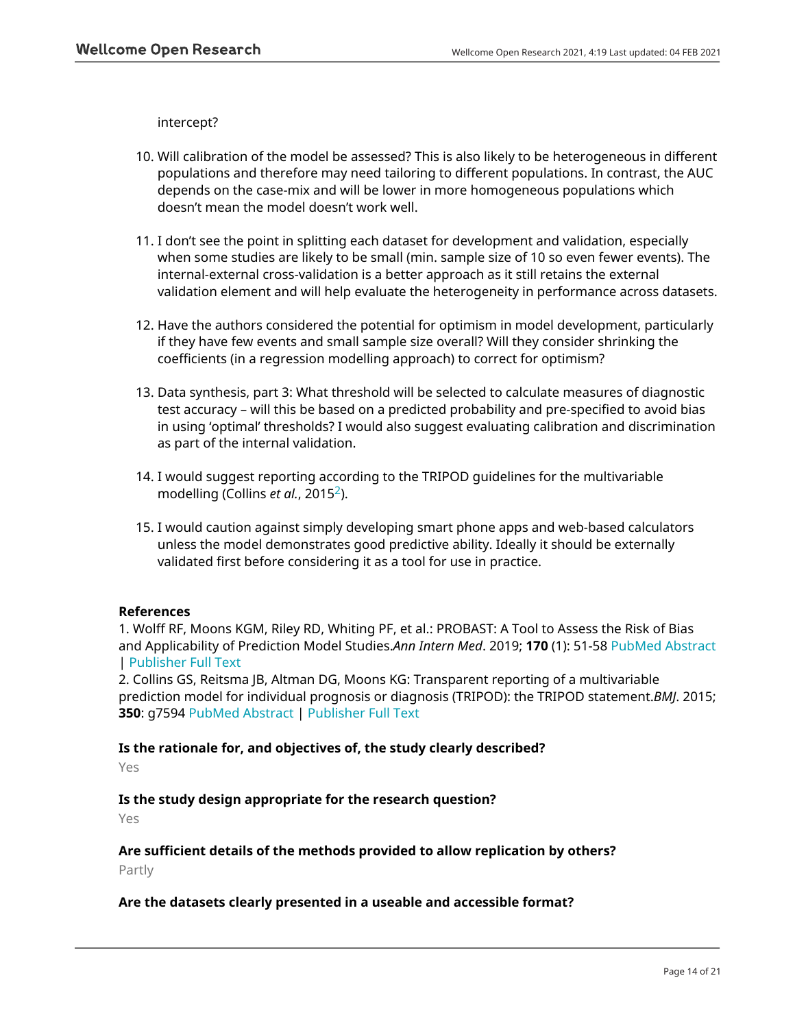intercept?

10. Will calibration of the model be assessed? This is also likely to be heterogeneous in different populations and therefore may need tailoring to different populations. In contrast, the AUC depends on the case-mix and will be lower in more homogeneous populations which doesn't mean the model doesn't work well.

11. I don't see the point in splitting each dataset for development and validation, especially when some studies are likely to be small (min. sample size of 10 so even fewer events). The internal-external cross-validation is a better approach as it still retains the external validation element and will help evaluate the heterogeneity in performance across datasets.

12. Have the authors considered the potential for optimism in model development, particularly if they have few events and small sample size overall? Will they consider shrinking the coefficients (in a regression modelling approach) to correct for optimism?

13. Data synthesis, part 3: What threshold will be selected to calculate measures of diagnostic test accuracy – will this be based on a predicted probability and pre-specified to avoid bias in using 'optimal' thresholds? I would also suggest evaluating calibration and discrimination as part of the internal validation.

14. I would suggest reporting according to the TRIPOD guidelines for the multivariable modelling (Collins *et al.*, 2015[2]).

15. I would caution against simply developing smart phone apps and web-based calculators unless the model demonstrates good predictive ability. Ideally it should be externally validated first before considering it as a tool for use in practice.

**References**

1. Wolff RF, Moons KGM, Riley RD, Whiting PF, et al.: PROBAST: A Tool to Assess the Risk of Bias and Applicability of Prediction Model Studies. *Ann Intern Med*. 2019; **170** (1): 51-58 PubMed Abstract | Publisher Full Text

2. Collins GS, Reitsma JB, Altman DG, Moons KG: Transparent reporting of a multivariable prediction model for individual prognosis or diagnosis (TRIPOD): the TRIPOD statement. *BMJ*. 2015; **350**: g7594 PubMed Abstract | Publisher Full Text

**Is the rationale for, and objectives of, the study clearly described?**

Yes

**Is the study design appropriate for the research question?**

Yes

**Are sufficient details of the methods provided to allow replication by others?**

Partly

**Are the datasets clearly presented in a useable and accessible format?**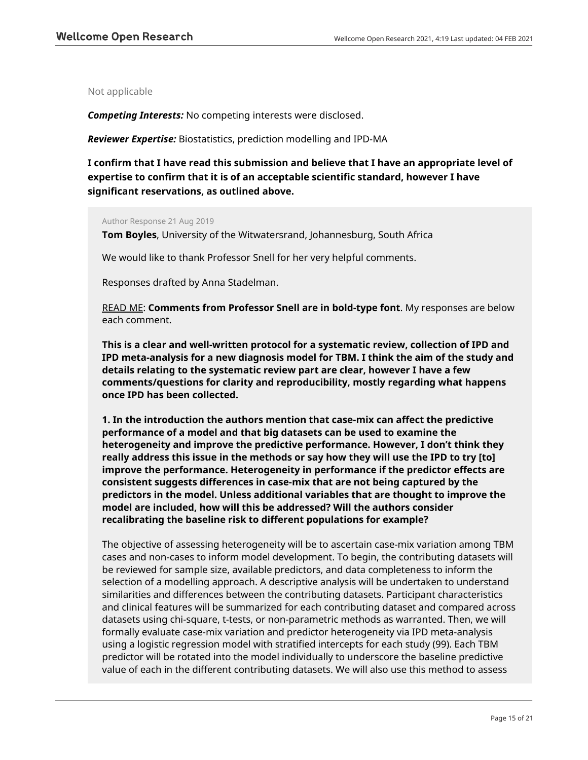Not applicable

***Competing Interests:*** No competing interests were disclosed.

***Reviewer Expertise:*** Biostatistics, prediction modelling and IPD-MA

**I confirm that I have read this submission and believe that I have an appropriate level of expertise to confirm that it is of an acceptable scientific standard, however I have significant reservations, as outlined above.**

Author Response 21 Aug 2019

**Tom Boyles**, University of the Witwatersrand, Johannesburg, South Africa

We would like to thank Professor Snell for her very helpful comments.

Responses drafted by Anna Stadelman.

READ ME: **Comments from Professor Snell are in bold-type font**. My responses are below each comment.

**This is a clear and well-written protocol for a systematic review, collection of IPD and IPD meta-analysis for a new diagnosis model for TBM. I think the aim of the study and details relating to the systematic review part are clear, however I have a few comments/questions for clarity and reproducibility, mostly regarding what happens once IPD has been collected.**

**1. In the introduction the authors mention that case-mix can affect the predictive performance of a model and that big datasets can be used to examine the heterogeneity and improve the predictive performance. However, I don't think they really address this issue in the methods or say how they will use the IPD to try [to] improve the performance. Heterogeneity in performance if the predictor effects are consistent suggests differences in case-mix that are not being captured by the predictors in the model. Unless additional variables that are thought to improve the model are included, how will this be addressed? Will the authors consider recalibrating the baseline risk to different populations for example?**

The objective of assessing heterogeneity will be to ascertain case-mix variation among TBM cases and non-cases to inform model development. To begin, the contributing datasets will be reviewed for sample size, available predictors, and data completeness to inform the selection of a modelling approach. A descriptive analysis will be undertaken to understand similarities and differences between the contributing datasets. Participant characteristics and clinical features will be summarized for each contributing dataset and compared across datasets using chi-square, t-tests, or non-parametric methods as warranted. Then, we will formally evaluate case-mix variation and predictor heterogeneity via IPD meta-analysis using a logistic regression model with stratified intercepts for each study (99). Each TBM predictor will be rotated into the model individually to underscore the baseline predictive value of each in the different contributing datasets. We will also use this method to assess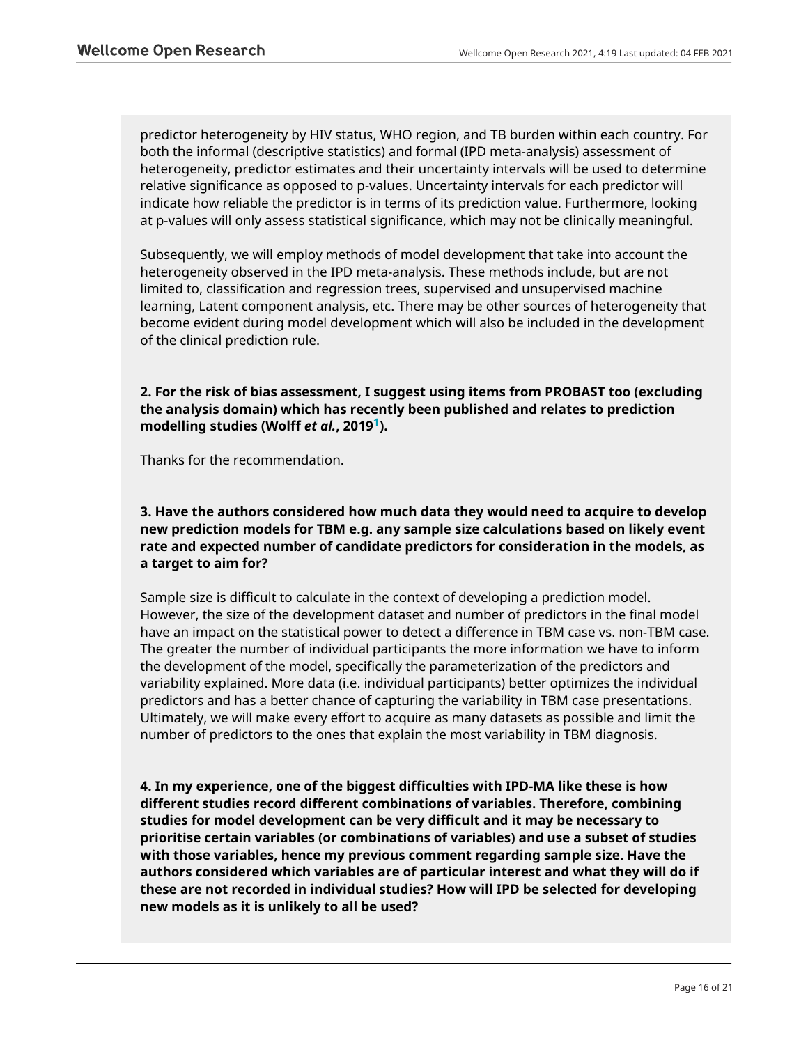predictor heterogeneity by HIV status, WHO region, and TB burden within each country. For both the informal (descriptive statistics) and formal (IPD meta-analysis) assessment of heterogeneity, predictor estimates and their uncertainty intervals will be used to determine relative significance as opposed to p-values. Uncertainty intervals for each predictor will indicate how reliable the predictor is in terms of its prediction value. Furthermore, looking at p-values will only assess statistical significance, which may not be clinically meaningful.

Subsequently, we will employ methods of model development that take into account the heterogeneity observed in the IPD meta-analysis. These methods include, but are not limited to, classification and regression trees, supervised and unsupervised machine learning, Latent component analysis, etc. There may be other sources of heterogeneity that become evident during model development which will also be included in the development of the clinical prediction rule.

**2. For the risk of bias assessment, I suggest using items from PROBAST too (excluding the analysis domain) which has recently been published and relates to prediction modelling studies (Wolff *et al.*, 2019[1]).**

Thanks for the recommendation.

**3. Have the authors considered how much data they would need to acquire to develop new prediction models for TBM e.g. any sample size calculations based on likely event rate and expected number of candidate predictors for consideration in the models, as a target to aim for?**

Sample size is difficult to calculate in the context of developing a prediction model. However, the size of the development dataset and number of predictors in the final model have an impact on the statistical power to detect a difference in TBM case vs. non-TBM case. The greater the number of individual participants the more information we have to inform the development of the model, specifically the parameterization of the predictors and variability explained. More data (i.e. individual participants) better optimizes the individual predictors and has a better chance of capturing the variability in TBM case presentations. Ultimately, we will make every effort to acquire as many datasets as possible and limit the number of predictors to the ones that explain the most variability in TBM diagnosis.

**4. In my experience, one of the biggest difficulties with IPD-MA like these is how different studies record different combinations of variables. Therefore, combining studies for model development can be very difficult and it may be necessary to prioritise certain variables (or combinations of variables) and use a subset of studies with those variables, hence my previous comment regarding sample size. Have the authors considered which variables are of particular interest and what they will do if these are not recorded in individual studies? How will IPD be selected for developing new models as it is unlikely to all be used?**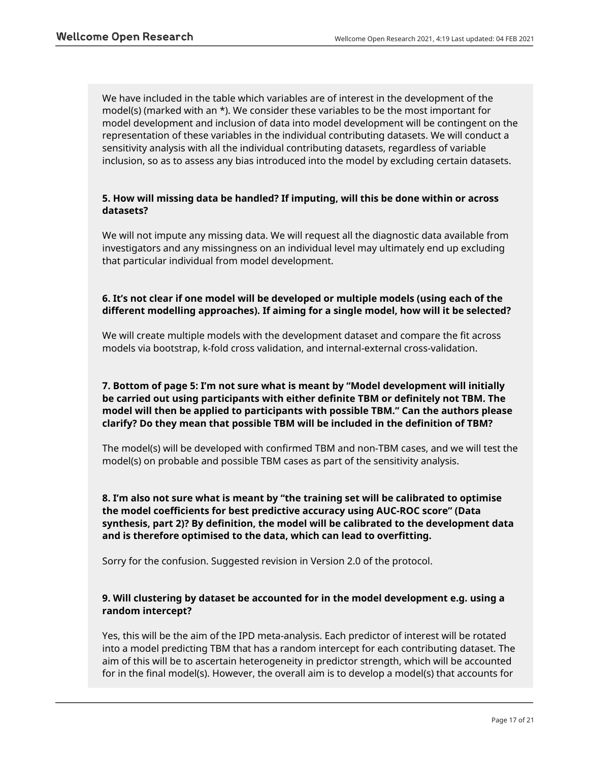We have included in the table which variables are of interest in the development of the model(s) (marked with an *). We consider these variables to be the most important for model development and inclusion of data into model development will be contingent on the representation of these variables in the individual contributing datasets. We will conduct a sensitivity analysis with all the individual contributing datasets, regardless of variable inclusion, so as to assess any bias introduced into the model by excluding certain datasets.

**5. How will missing data be handled? If imputing, will this be done within or across datasets?**

We will not impute any missing data. We will request all the diagnostic data available from investigators and any missingness on an individual level may ultimately end up excluding that particular individual from model development.

**6. It's not clear if one model will be developed or multiple models (using each of the different modelling approaches). If aiming for a single model, how will it be selected?**

We will create multiple models with the development dataset and compare the fit across models via bootstrap, k-fold cross validation, and internal-external cross-validation.

**7. Bottom of page 5: I'm not sure what is meant by "Model development will initially be carried out using participants with either definite TBM or definitely not TBM. The model will then be applied to participants with possible TBM." Can the authors please clarify? Do they mean that possible TBM will be included in the definition of TBM?**

The model(s) will be developed with confirmed TBM and non-TBM cases, and we will test the model(s) on probable and possible TBM cases as part of the sensitivity analysis.

**8. I'm also not sure what is meant by "the training set will be calibrated to optimise the model coefficients for best predictive accuracy using AUC-ROC score" (Data synthesis, part 2)? By definition, the model will be calibrated to the development data and is therefore optimised to the data, which can lead to overfitting.**

Sorry for the confusion. Suggested revision in Version 2.0 of the protocol.

**9. Will clustering by dataset be accounted for in the model development e.g. using a random intercept?**

Yes, this will be the aim of the IPD meta-analysis. Each predictor of interest will be rotated into a model predicting TBM that has a random intercept for each contributing dataset. The aim of this will be to ascertain heterogeneity in predictor strength, which will be accounted for in the final model(s). However, the overall aim is to develop a model(s) that accounts for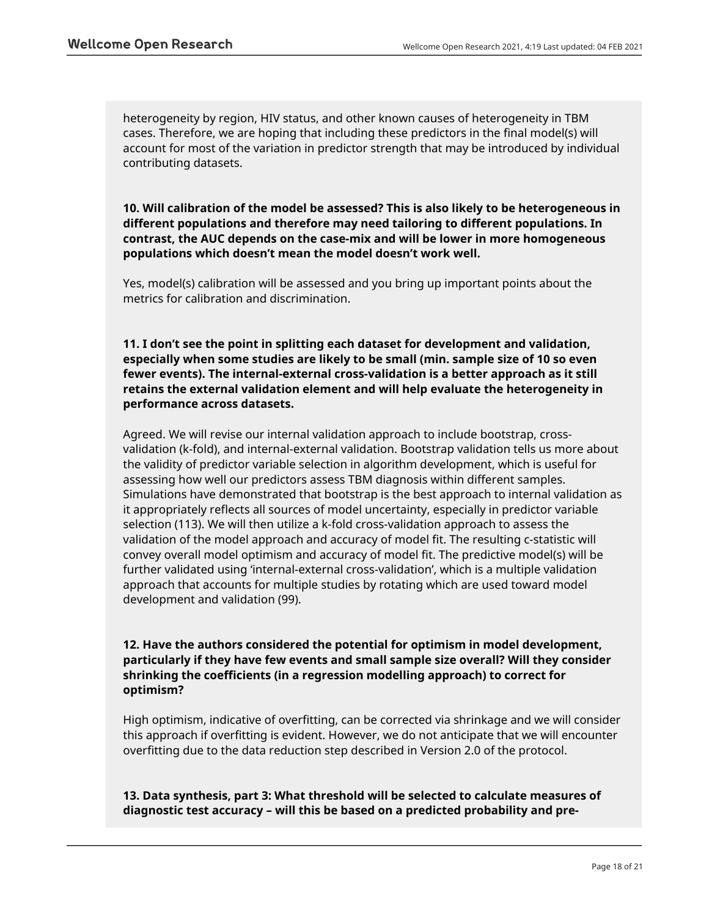heterogeneity by region, HIV status, and other known causes of heterogeneity in TBM cases. Therefore, we are hoping that including these predictors in the final model(s) will account for most of the variation in predictor strength that may be introduced by individual contributing datasets.

**10. Will calibration of the model be assessed? This is also likely to be heterogeneous in different populations and therefore may need tailoring to different populations. In contrast, the AUC depends on the case-mix and will be lower in more homogeneous populations which doesn't mean the model doesn't work well.**

Yes, model(s) calibration will be assessed and you bring up important points about the metrics for calibration and discrimination.

**11. I don't see the point in splitting each dataset for development and validation, especially when some studies are likely to be small (min. sample size of 10 so even fewer events). The internal-external cross-validation is a better approach as it still retains the external validation element and will help evaluate the heterogeneity in performance across datasets.**

Agreed. We will revise our internal validation approach to include bootstrap, cross-validation (k-fold), and internal-external validation. Bootstrap validation tells us more about the validity of predictor variable selection in algorithm development, which is useful for assessing how well our predictors assess TBM diagnosis within different samples. Simulations have demonstrated that bootstrap is the best approach to internal validation as it appropriately reflects all sources of model uncertainty, especially in predictor variable selection (113). We will then utilize a k-fold cross-validation approach to assess the validation of the model approach and accuracy of model fit. The resulting c-statistic will convey overall model optimism and accuracy of model fit. The predictive model(s) will be further validated using 'internal-external cross-validation', which is a multiple validation approach that accounts for multiple studies by rotating which are used toward model development and validation (99).

**12. Have the authors considered the potential for optimism in model development, particularly if they have few events and small sample size overall? Will they consider shrinking the coefficients (in a regression modelling approach) to correct for optimism?**

High optimism, indicative of overfitting, can be corrected via shrinkage and we will consider this approach if overfitting is evident. However, we do not anticipate that we will encounter overfitting due to the data reduction step described in Version 2.0 of the protocol.

**13. Data synthesis, part 3: What threshold will be selected to calculate measures of diagnostic test accuracy – will this be based on a predicted probability and pre-**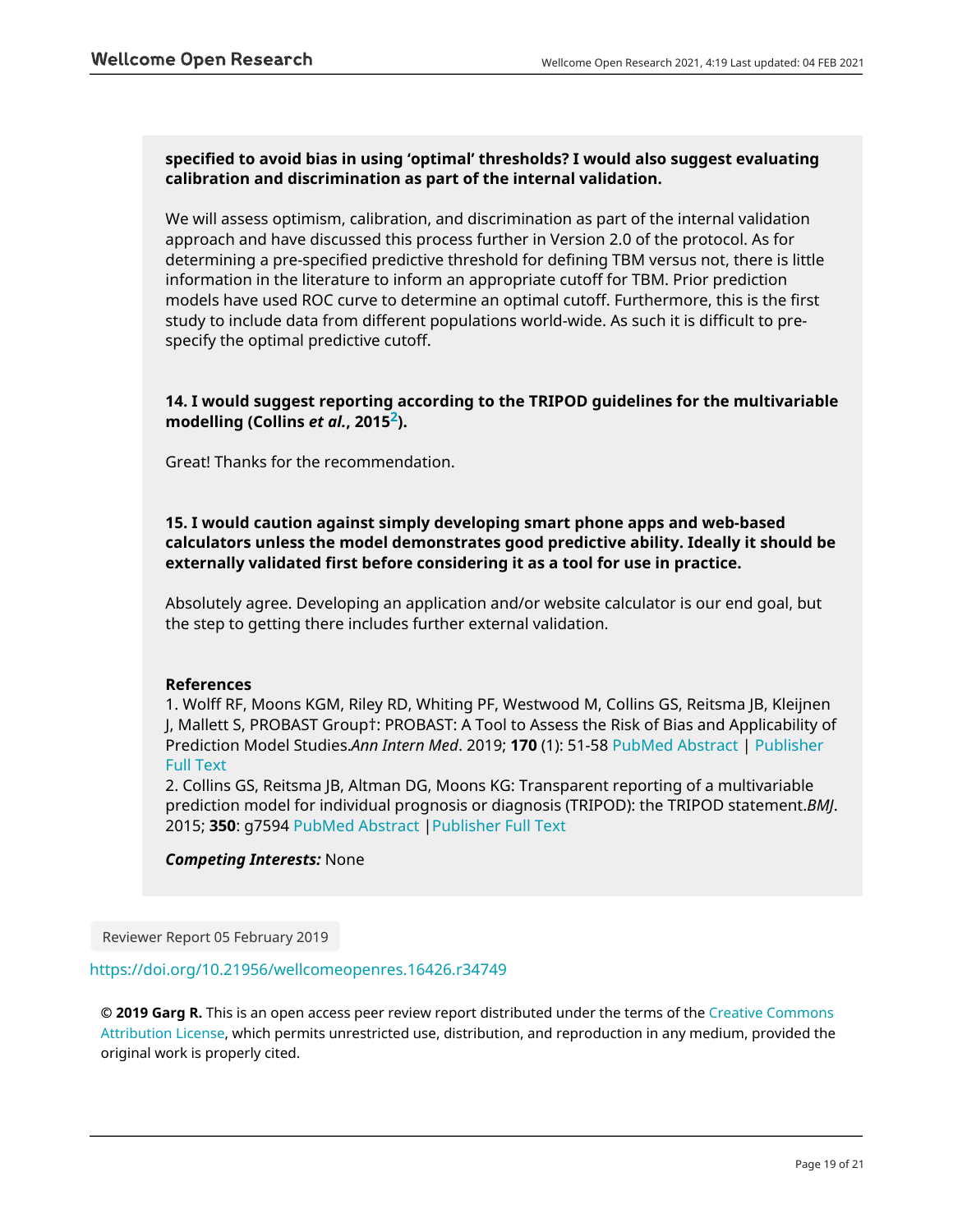**specified to avoid bias in using 'optimal' thresholds? I would also suggest evaluating calibration and discrimination as part of the internal validation.**

We will assess optimism, calibration, and discrimination as part of the internal validation approach and have discussed this process further in Version 2.0 of the protocol. As for determining a pre-specified predictive threshold for defining TBM versus not, there is little information in the literature to inform an appropriate cutoff for TBM. Prior prediction models have used ROC curve to determine an optimal cutoff. Furthermore, this is the first study to include data from different populations world-wide. As such it is difficult to pre-specify the optimal predictive cutoff.

**14. I would suggest reporting according to the TRIPOD guidelines for the multivariable modelling (Collins *et al.*, 2015[2]).**

Great! Thanks for the recommendation.

**15. I would caution against simply developing smart phone apps and web-based calculators unless the model demonstrates good predictive ability. Ideally it should be externally validated first before considering it as a tool for use in practice.**

Absolutely agree. Developing an application and/or website calculator is our end goal, but the step to getting there includes further external validation.

**References**

1. Wolff RF, Moons KGM, Riley RD, Whiting PF, Westwood M, Collins GS, Reitsma JB, Kleijnen J, Mallett S, PROBAST Group†: PROBAST: A Tool to Assess the Risk of Bias and Applicability of Prediction Model Studies. *Ann Intern Med*. 2019; **170** (1): 51-58 PubMed Abstract | Publisher Full Text
2. Collins GS, Reitsma JB, Altman DG, Moons KG: Transparent reporting of a multivariable prediction model for individual prognosis or diagnosis (TRIPOD): the TRIPOD statement. *BMJ*. 2015; **350**: g7594 PubMed Abstract | Publisher Full Text

***Competing Interests:*** None

Reviewer Report 05 February 2019

https://doi.org/10.21956/wellcomeopenres.16426.r34749

**© 2019 Garg R.** This is an open access peer review report distributed under the terms of the Creative Commons Attribution License, which permits unrestricted use, distribution, and reproduction in any medium, provided the original work is properly cited.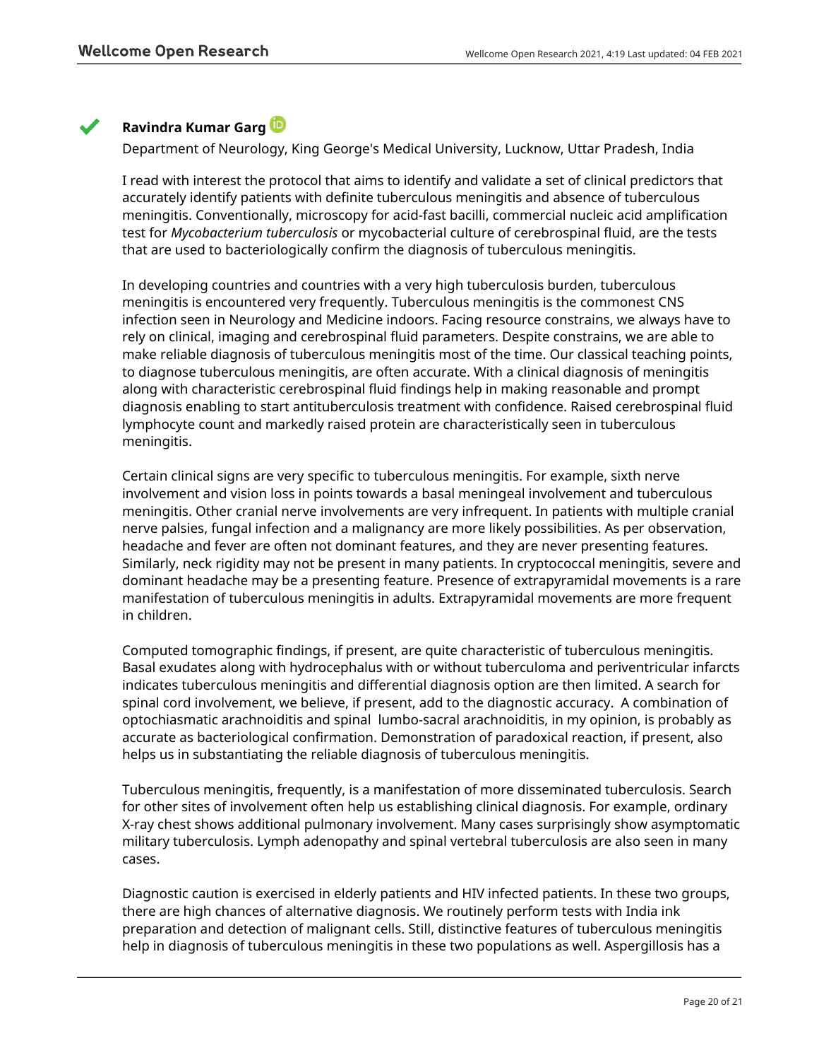**Ravindra Kumar Garg**

Department of Neurology, King George's Medical University, Lucknow, Uttar Pradesh, India

I read with interest the protocol that aims to identify and validate a set of clinical predictors that accurately identify patients with definite tuberculous meningitis and absence of tuberculous meningitis. Conventionally, microscopy for acid-fast bacilli, commercial nucleic acid amplification test for *Mycobacterium tuberculosis* or mycobacterial culture of cerebrospinal fluid, are the tests that are used to bacteriologically confirm the diagnosis of tuberculous meningitis.

In developing countries and countries with a very high tuberculosis burden, tuberculous meningitis is encountered very frequently. Tuberculous meningitis is the commonest CNS infection seen in Neurology and Medicine indoors. Facing resource constrains, we always have to rely on clinical, imaging and cerebrospinal fluid parameters. Despite constrains, we are able to make reliable diagnosis of tuberculous meningitis most of the time. Our classical teaching points, to diagnose tuberculous meningitis, are often accurate. With a clinical diagnosis of meningitis along with characteristic cerebrospinal fluid findings help in making reasonable and prompt diagnosis enabling to start antituberculosis treatment with confidence. Raised cerebrospinal fluid lymphocyte count and markedly raised protein are characteristically seen in tuberculous meningitis.

Certain clinical signs are very specific to tuberculous meningitis. For example, sixth nerve involvement and vision loss in points towards a basal meningeal involvement and tuberculous meningitis. Other cranial nerve involvements are very infrequent. In patients with multiple cranial nerve palsies, fungal infection and a malignancy are more likely possibilities. As per observation, headache and fever are often not dominant features, and they are never presenting features. Similarly, neck rigidity may not be present in many patients. In cryptococcal meningitis, severe and dominant headache may be a presenting feature. Presence of extrapyramidal movements is a rare manifestation of tuberculous meningitis in adults. Extrapyramidal movements are more frequent in children.

Computed tomographic findings, if present, are quite characteristic of tuberculous meningitis. Basal exudates along with hydrocephalus with or without tuberculoma and periventricular infarcts indicates tuberculous meningitis and differential diagnosis option are then limited. A search for spinal cord involvement, we believe, if present, add to the diagnostic accuracy. A combination of optochiasmatic arachnoiditis and spinal lumbo-sacral arachnoiditis, in my opinion, is probably as accurate as bacteriological confirmation. Demonstration of paradoxical reaction, if present, also helps us in substantiating the reliable diagnosis of tuberculous meningitis.

Tuberculous meningitis, frequently, is a manifestation of more disseminated tuberculosis. Search for other sites of involvement often help us establishing clinical diagnosis. For example, ordinary X-ray chest shows additional pulmonary involvement. Many cases surprisingly show asymptomatic military tuberculosis. Lymph adenopathy and spinal vertebral tuberculosis are also seen in many cases.

Diagnostic caution is exercised in elderly patients and HIV infected patients. In these two groups, there are high chances of alternative diagnosis. We routinely perform tests with India ink preparation and detection of malignant cells. Still, distinctive features of tuberculous meningitis help in diagnosis of tuberculous meningitis in these two populations as well. Aspergillosis has a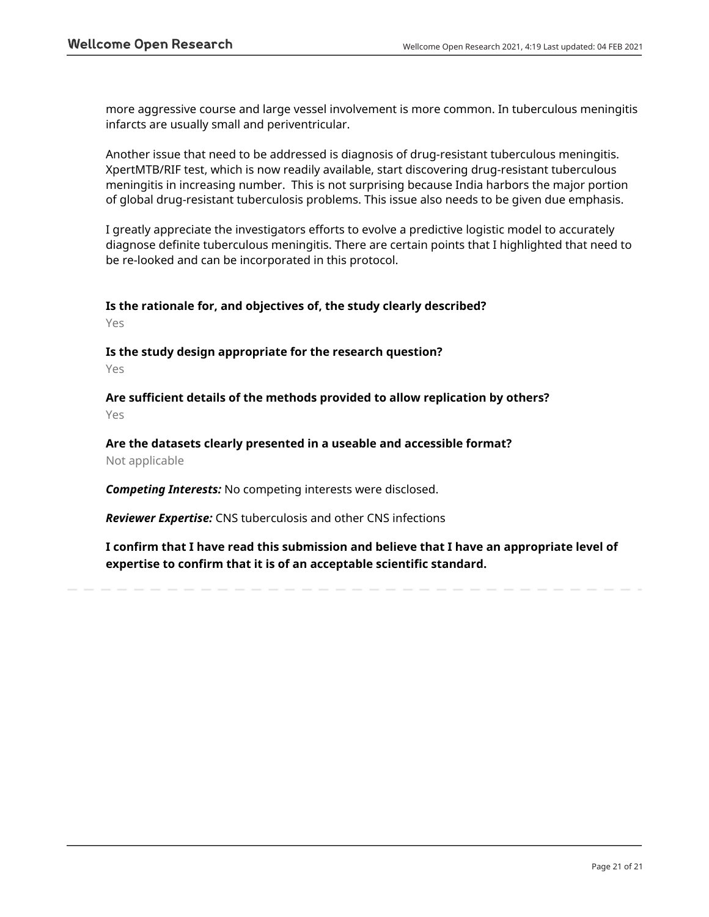more aggressive course and large vessel involvement is more common. In tuberculous meningitis infarcts are usually small and periventricular.

Another issue that need to be addressed is diagnosis of drug-resistant tuberculous meningitis. XpertMTB/RIF test, which is now readily available, start discovering drug-resistant tuberculous meningitis in increasing number.  This is not surprising because India harbors the major portion of global drug-resistant tuberculosis problems. This issue also needs to be given due emphasis.

I greatly appreciate the investigators efforts to evolve a predictive logistic model to accurately diagnose definite tuberculous meningitis. There are certain points that I highlighted that need to be re-looked and can be incorporated in this protocol.

**Is the rationale for, and objectives of, the study clearly described?**

Yes

**Is the study design appropriate for the research question?**

Yes

**Are sufficient details of the methods provided to allow replication by others?**

Yes

**Are the datasets clearly presented in a useable and accessible format?**

Not applicable

***Competing Interests:*** No competing interests were disclosed.

***Reviewer Expertise:*** CNS tuberculosis and other CNS infections

**I confirm that I have read this submission and believe that I have an appropriate level of expertise to confirm that it is of an acceptable scientific standard.**